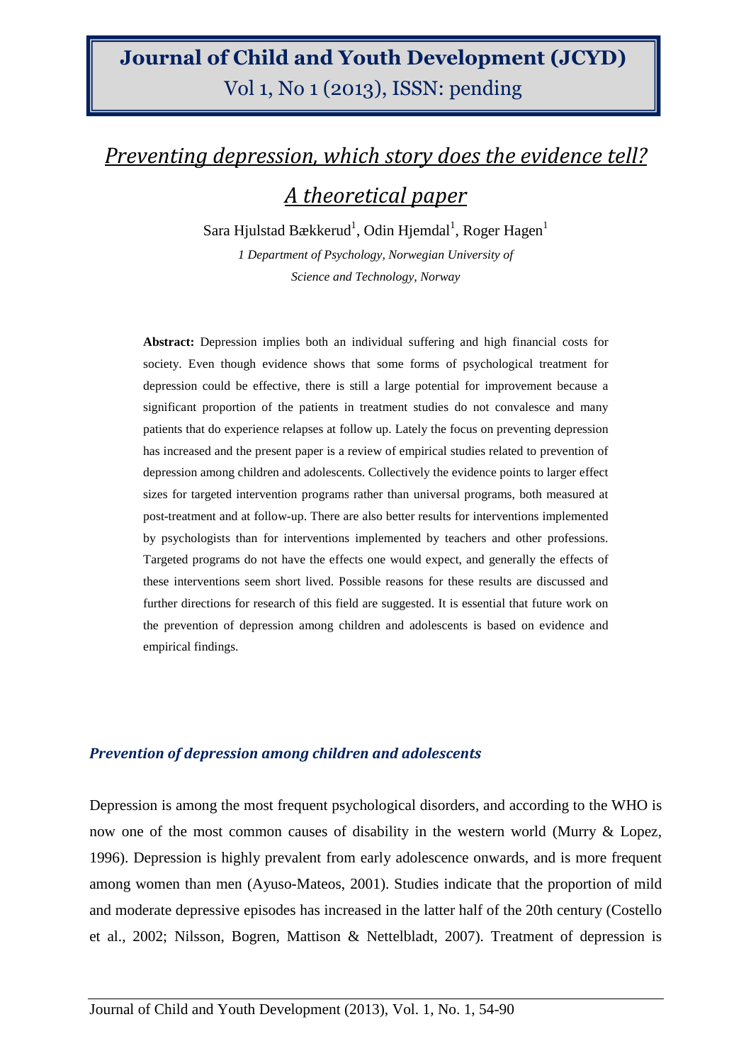# Preventing depression, which story does the evidence tell? A theoretical paper

Sara Hjulstad Bækkerud[1], Odin Hjemdal[1], Roger Hagen[1]

*1 Department of Psychology, Norwegian University of Science and Technology, Norway*

**Abstract:** Depression implies both an individual suffering and high financial costs for society. Even though evidence shows that some forms of psychological treatment for depression could be effective, there is still a large potential for improvement because a significant proportion of the patients in treatment studies do not convalesce and many patients that do experience relapses at follow up. Lately the focus on preventing depression has increased and the present paper is a review of empirical studies related to prevention of depression among children and adolescents. Collectively the evidence points to larger effect sizes for targeted intervention programs rather than universal programs, both measured at post-treatment and at follow-up. There are also better results for interventions implemented by psychologists than for interventions implemented by teachers and other professions. Targeted programs do not have the effects one would expect, and generally the effects of these interventions seem short lived. Possible reasons for these results are discussed and further directions for research of this field are suggested. It is essential that future work on the prevention of depression among children and adolescents is based on evidence and empirical findings.

## *Prevention of depression among children and adolescents*

Depression is among the most frequent psychological disorders, and according to the WHO is now one of the most common causes of disability in the western world (Murry & Lopez, 1996). Depression is highly prevalent from early adolescence onwards, and is more frequent among women than men (Ayuso-Mateos, 2001). Studies indicate that the proportion of mild and moderate depressive episodes has increased in the latter half of the 20th century (Costello et al., 2002; Nilsson, Bogren, Mattison & Nettelbladt, 2007). Treatment of depression is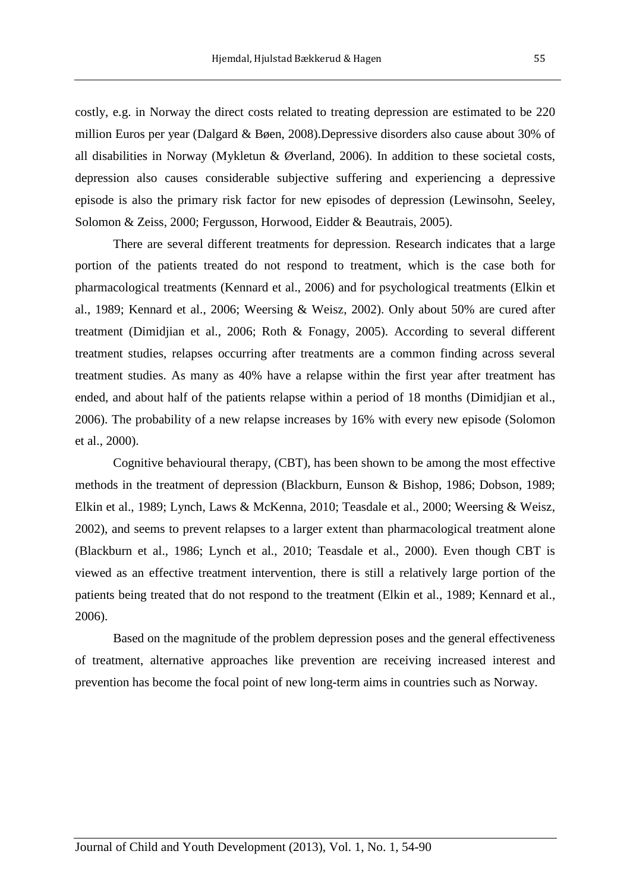costly, e.g. in Norway the direct costs related to treating depression are estimated to be 220 million Euros per year (Dalgard & Bøen, 2008).Depressive disorders also cause about 30% of all disabilities in Norway (Mykletun & Øverland, 2006). In addition to these societal costs, depression also causes considerable subjective suffering and experiencing a depressive episode is also the primary risk factor for new episodes of depression (Lewinsohn, Seeley, Solomon & Zeiss, 2000; Fergusson, Horwood, Eidder & Beautrais, 2005).

There are several different treatments for depression. Research indicates that a large portion of the patients treated do not respond to treatment, which is the case both for pharmacological treatments (Kennard et al., 2006) and for psychological treatments (Elkin et al., 1989; Kennard et al., 2006; Weersing & Weisz, 2002). Only about 50% are cured after treatment (Dimidjian et al., 2006; Roth & Fonagy, 2005). According to several different treatment studies, relapses occurring after treatments are a common finding across several treatment studies. As many as 40% have a relapse within the first year after treatment has ended, and about half of the patients relapse within a period of 18 months (Dimidjian et al., 2006). The probability of a new relapse increases by 16% with every new episode (Solomon et al., 2000).

Cognitive behavioural therapy, (CBT), has been shown to be among the most effective methods in the treatment of depression (Blackburn, Eunson & Bishop, 1986; Dobson, 1989; Elkin et al., 1989; Lynch, Laws & McKenna, 2010; Teasdale et al., 2000; Weersing & Weisz, 2002), and seems to prevent relapses to a larger extent than pharmacological treatment alone (Blackburn et al., 1986; Lynch et al., 2010; Teasdale et al., 2000). Even though CBT is viewed as an effective treatment intervention, there is still a relatively large portion of the patients being treated that do not respond to the treatment (Elkin et al., 1989; Kennard et al., 2006).

Based on the magnitude of the problem depression poses and the general effectiveness of treatment, alternative approaches like prevention are receiving increased interest and prevention has become the focal point of new long-term aims in countries such as Norway.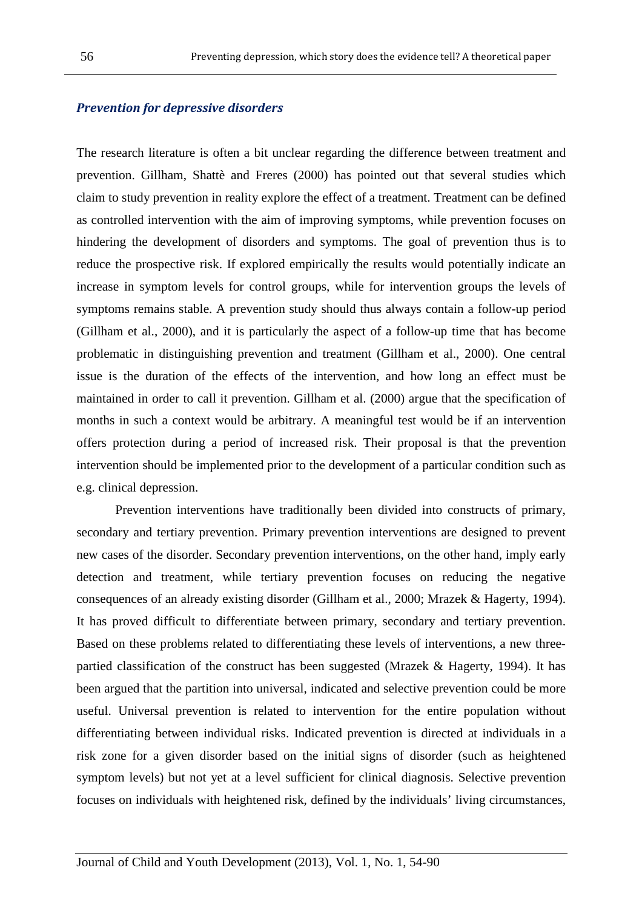### *Prevention for depressive disorders*

The research literature is often a bit unclear regarding the difference between treatment and prevention. Gillham, Shattè and Freres (2000) has pointed out that several studies which claim to study prevention in reality explore the effect of a treatment. Treatment can be defined as controlled intervention with the aim of improving symptoms, while prevention focuses on hindering the development of disorders and symptoms. The goal of prevention thus is to reduce the prospective risk. If explored empirically the results would potentially indicate an increase in symptom levels for control groups, while for intervention groups the levels of symptoms remains stable. A prevention study should thus always contain a follow-up period (Gillham et al., 2000), and it is particularly the aspect of a follow-up time that has become problematic in distinguishing prevention and treatment (Gillham et al., 2000). One central issue is the duration of the effects of the intervention, and how long an effect must be maintained in order to call it prevention. Gillham et al. (2000) argue that the specification of months in such a context would be arbitrary. A meaningful test would be if an intervention offers protection during a period of increased risk. Their proposal is that the prevention intervention should be implemented prior to the development of a particular condition such as e.g. clinical depression.

Prevention interventions have traditionally been divided into constructs of primary, secondary and tertiary prevention. Primary prevention interventions are designed to prevent new cases of the disorder. Secondary prevention interventions, on the other hand, imply early detection and treatment, while tertiary prevention focuses on reducing the negative consequences of an already existing disorder (Gillham et al., 2000; Mrazek & Hagerty, 1994). It has proved difficult to differentiate between primary, secondary and tertiary prevention. Based on these problems related to differentiating these levels of interventions, a new three-partied classification of the construct has been suggested (Mrazek & Hagerty, 1994). It has been argued that the partition into universal, indicated and selective prevention could be more useful. Universal prevention is related to intervention for the entire population without differentiating between individual risks. Indicated prevention is directed at individuals in a risk zone for a given disorder based on the initial signs of disorder (such as heightened symptom levels) but not yet at a level sufficient for clinical diagnosis. Selective prevention focuses on individuals with heightened risk, defined by the individuals' living circumstances,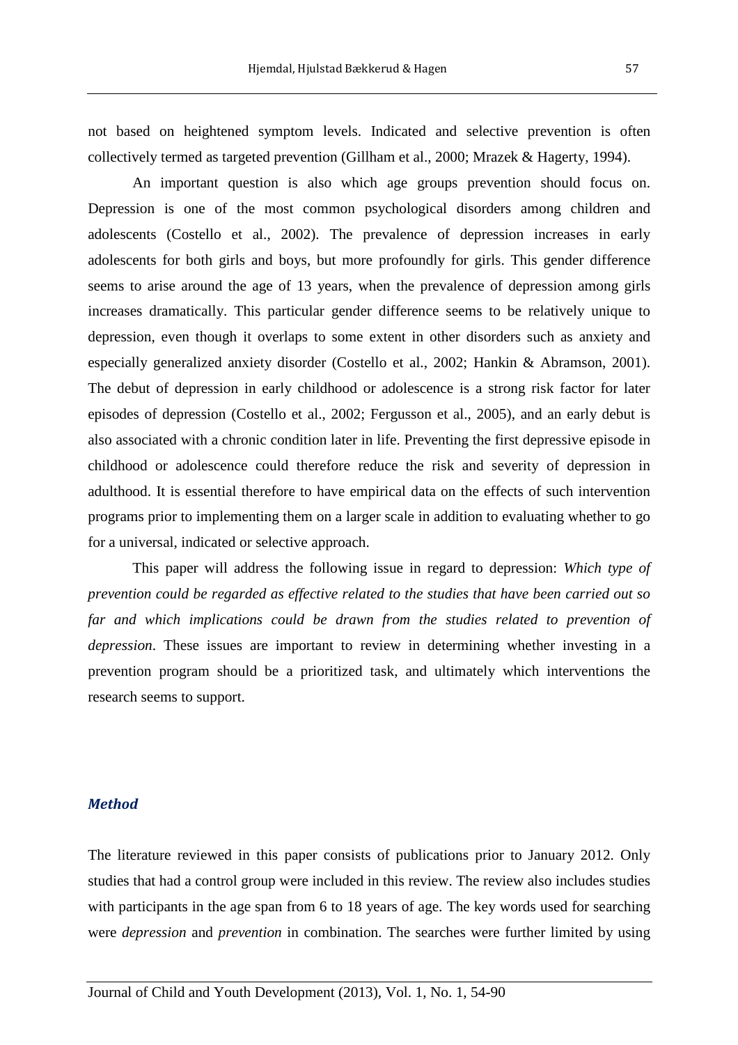not based on heightened symptom levels. Indicated and selective prevention is often collectively termed as targeted prevention (Gillham et al., 2000; Mrazek & Hagerty, 1994).

An important question is also which age groups prevention should focus on. Depression is one of the most common psychological disorders among children and adolescents (Costello et al., 2002). The prevalence of depression increases in early adolescents for both girls and boys, but more profoundly for girls. This gender difference seems to arise around the age of 13 years, when the prevalence of depression among girls increases dramatically. This particular gender difference seems to be relatively unique to depression, even though it overlaps to some extent in other disorders such as anxiety and especially generalized anxiety disorder (Costello et al., 2002; Hankin & Abramson, 2001). The debut of depression in early childhood or adolescence is a strong risk factor for later episodes of depression (Costello et al., 2002; Fergusson et al., 2005), and an early debut is also associated with a chronic condition later in life. Preventing the first depressive episode in childhood or adolescence could therefore reduce the risk and severity of depression in adulthood. It is essential therefore to have empirical data on the effects of such intervention programs prior to implementing them on a larger scale in addition to evaluating whether to go for a universal, indicated or selective approach.

This paper will address the following issue in regard to depression: *Which type of prevention could be regarded as effective related to the studies that have been carried out so far and which implications could be drawn from the studies related to prevention of depression*. These issues are important to review in determining whether investing in a prevention program should be a prioritized task, and ultimately which interventions the research seems to support.

## Method

The literature reviewed in this paper consists of publications prior to January 2012. Only studies that had a control group were included in this review. The review also includes studies with participants in the age span from 6 to 18 years of age. The key words used for searching were *depression* and *prevention* in combination. The searches were further limited by using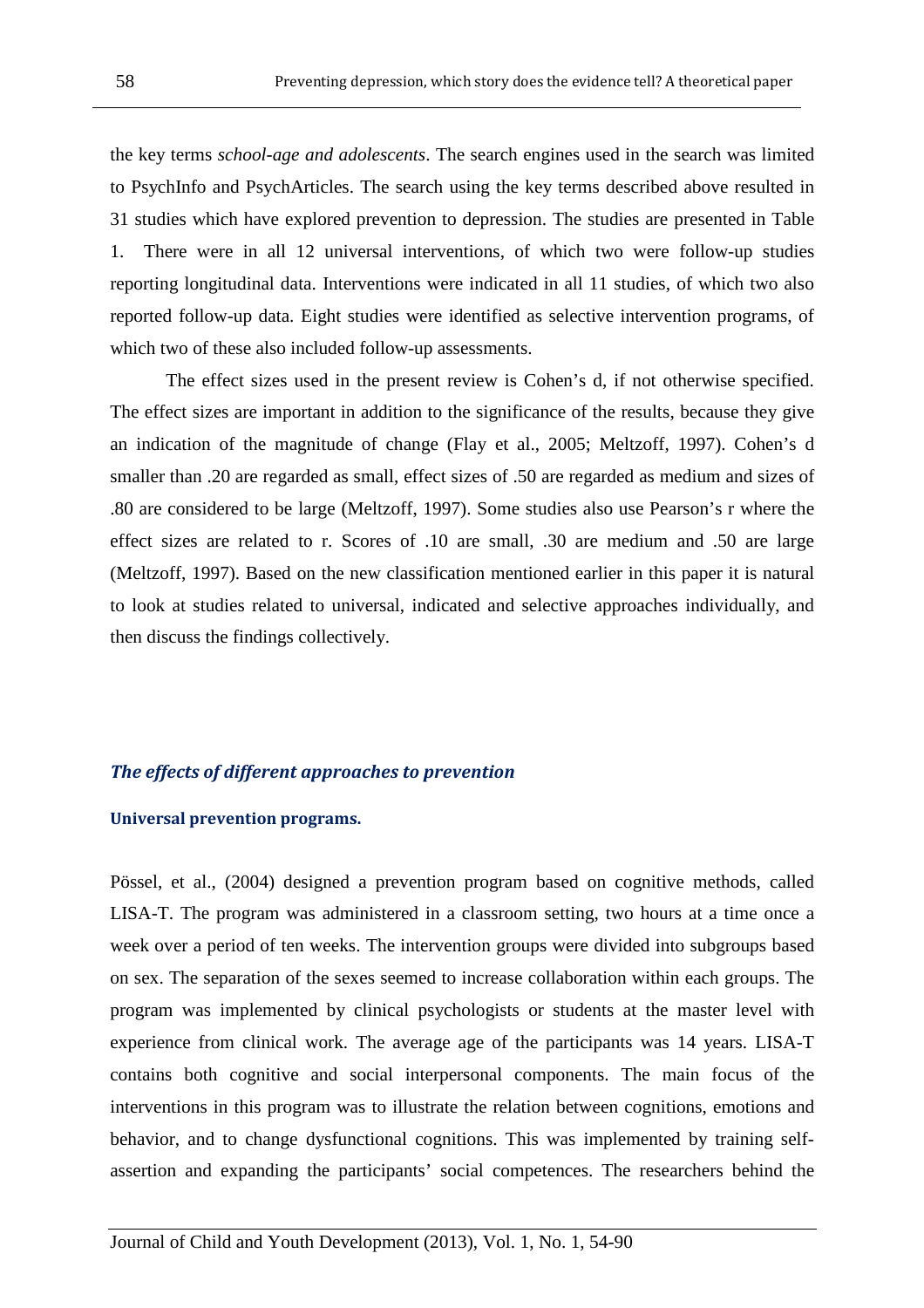the key terms *school-age and adolescents*. The search engines used in the search was limited to PsychInfo and PsychArticles. The search using the key terms described above resulted in 31 studies which have explored prevention to depression. The studies are presented in Table 1. There were in all 12 universal interventions, of which two were follow-up studies reporting longitudinal data. Interventions were indicated in all 11 studies, of which two also reported follow-up data. Eight studies were identified as selective intervention programs, of which two of these also included follow-up assessments.

The effect sizes used in the present review is Cohen's d, if not otherwise specified. The effect sizes are important in addition to the significance of the results, because they give an indication of the magnitude of change (Flay et al., 2005; Meltzoff, 1997). Cohen's d smaller than .20 are regarded as small, effect sizes of .50 are regarded as medium and sizes of .80 are considered to be large (Meltzoff, 1997). Some studies also use Pearson's r where the effect sizes are related to r. Scores of .10 are small, .30 are medium and .50 are large (Meltzoff, 1997). Based on the new classification mentioned earlier in this paper it is natural to look at studies related to universal, indicated and selective approaches individually, and then discuss the findings collectively.

## *The effects of different approaches to prevention*

### **Universal prevention programs.**

Pössel, et al., (2004) designed a prevention program based on cognitive methods, called LISA-T. The program was administered in a classroom setting, two hours at a time once a week over a period of ten weeks. The intervention groups were divided into subgroups based on sex. The separation of the sexes seemed to increase collaboration within each groups. The program was implemented by clinical psychologists or students at the master level with experience from clinical work. The average age of the participants was 14 years. LISA-T contains both cognitive and social interpersonal components. The main focus of the interventions in this program was to illustrate the relation between cognitions, emotions and behavior, and to change dysfunctional cognitions. This was implemented by training self-assertion and expanding the participants' social competences. The researchers behind the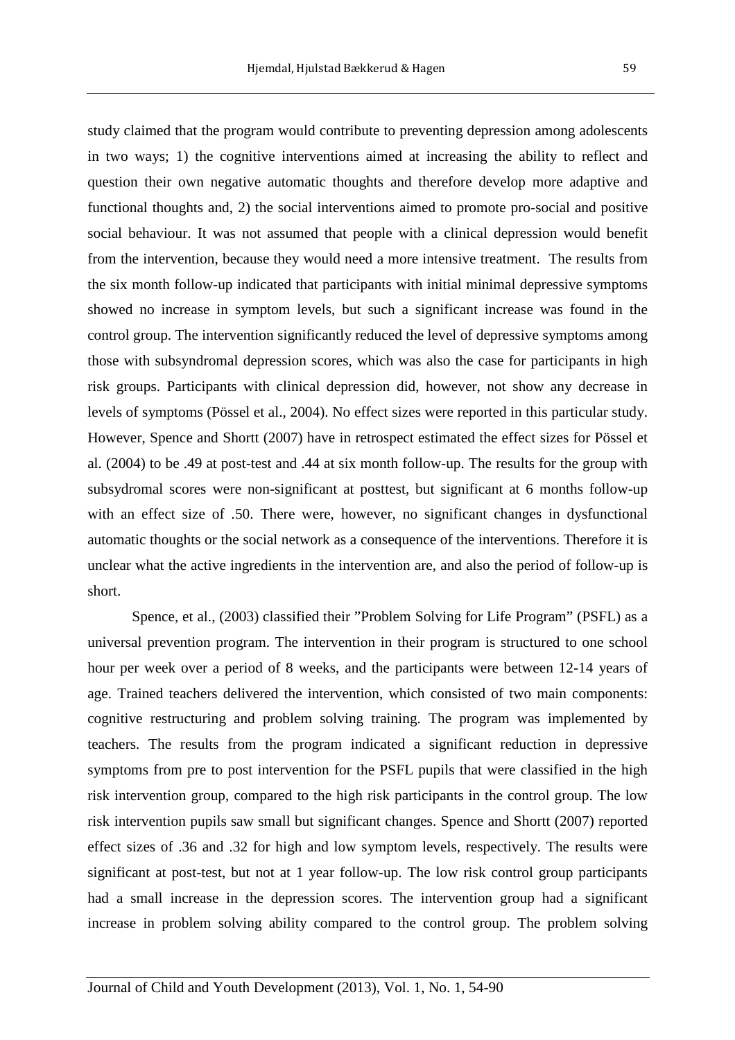study claimed that the program would contribute to preventing depression among adolescents in two ways; 1) the cognitive interventions aimed at increasing the ability to reflect and question their own negative automatic thoughts and therefore develop more adaptive and functional thoughts and, 2) the social interventions aimed to promote pro-social and positive social behaviour. It was not assumed that people with a clinical depression would benefit from the intervention, because they would need a more intensive treatment. The results from the six month follow-up indicated that participants with initial minimal depressive symptoms showed no increase in symptom levels, but such a significant increase was found in the control group. The intervention significantly reduced the level of depressive symptoms among those with subsyndromal depression scores, which was also the case for participants in high risk groups. Participants with clinical depression did, however, not show any decrease in levels of symptoms (Pössel et al., 2004). No effect sizes were reported in this particular study. However, Spence and Shortt (2007) have in retrospect estimated the effect sizes for Pössel et al. (2004) to be .49 at post-test and .44 at six month follow-up. The results for the group with subsydromal scores were non-significant at posttest, but significant at 6 months follow-up with an effect size of .50. There were, however, no significant changes in dysfunctional automatic thoughts or the social network as a consequence of the interventions. Therefore it is unclear what the active ingredients in the intervention are, and also the period of follow-up is short.

Spence, et al., (2003) classified their "Problem Solving for Life Program" (PSFL) as a universal prevention program. The intervention in their program is structured to one school hour per week over a period of 8 weeks, and the participants were between 12-14 years of age. Trained teachers delivered the intervention, which consisted of two main components: cognitive restructuring and problem solving training. The program was implemented by teachers. The results from the program indicated a significant reduction in depressive symptoms from pre to post intervention for the PSFL pupils that were classified in the high risk intervention group, compared to the high risk participants in the control group. The low risk intervention pupils saw small but significant changes. Spence and Shortt (2007) reported effect sizes of .36 and .32 for high and low symptom levels, respectively. The results were significant at post-test, but not at 1 year follow-up. The low risk control group participants had a small increase in the depression scores. The intervention group had a significant increase in problem solving ability compared to the control group. The problem solving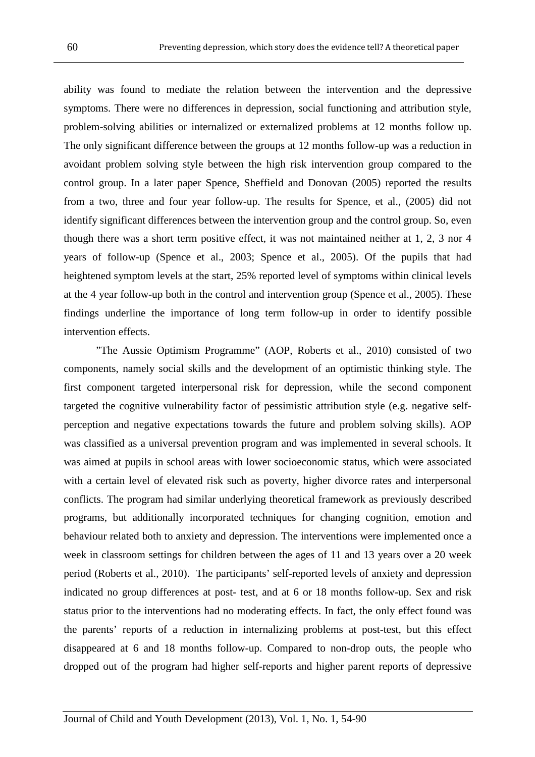ability was found to mediate the relation between the intervention and the depressive symptoms. There were no differences in depression, social functioning and attribution style, problem-solving abilities or internalized or externalized problems at 12 months follow up. The only significant difference between the groups at 12 months follow-up was a reduction in avoidant problem solving style between the high risk intervention group compared to the control group. In a later paper Spence, Sheffield and Donovan (2005) reported the results from a two, three and four year follow-up. The results for Spence, et al., (2005) did not identify significant differences between the intervention group and the control group. So, even though there was a short term positive effect, it was not maintained neither at 1, 2, 3 nor 4 years of follow-up (Spence et al., 2003; Spence et al., 2005). Of the pupils that had heightened symptom levels at the start, 25% reported level of symptoms within clinical levels at the 4 year follow-up both in the control and intervention group (Spence et al., 2005). These findings underline the importance of long term follow-up in order to identify possible intervention effects.

”The Aussie Optimism Programme” (AOP, Roberts et al., 2010) consisted of two components, namely social skills and the development of an optimistic thinking style. The first component targeted interpersonal risk for depression, while the second component targeted the cognitive vulnerability factor of pessimistic attribution style (e.g. negative self-perception and negative expectations towards the future and problem solving skills). AOP was classified as a universal prevention program and was implemented in several schools. It was aimed at pupils in school areas with lower socioeconomic status, which were associated with a certain level of elevated risk such as poverty, higher divorce rates and interpersonal conflicts. The program had similar underlying theoretical framework as previously described programs, but additionally incorporated techniques for changing cognition, emotion and behaviour related both to anxiety and depression. The interventions were implemented once a week in classroom settings for children between the ages of 11 and 13 years over a 20 week period (Roberts et al., 2010). The participants' self-reported levels of anxiety and depression indicated no group differences at post- test, and at 6 or 18 months follow-up. Sex and risk status prior to the interventions had no moderating effects. In fact, the only effect found was the parents' reports of a reduction in internalizing problems at post-test, but this effect disappeared at 6 and 18 months follow-up. Compared to non-drop outs, the people who dropped out of the program had higher self-reports and higher parent reports of depressive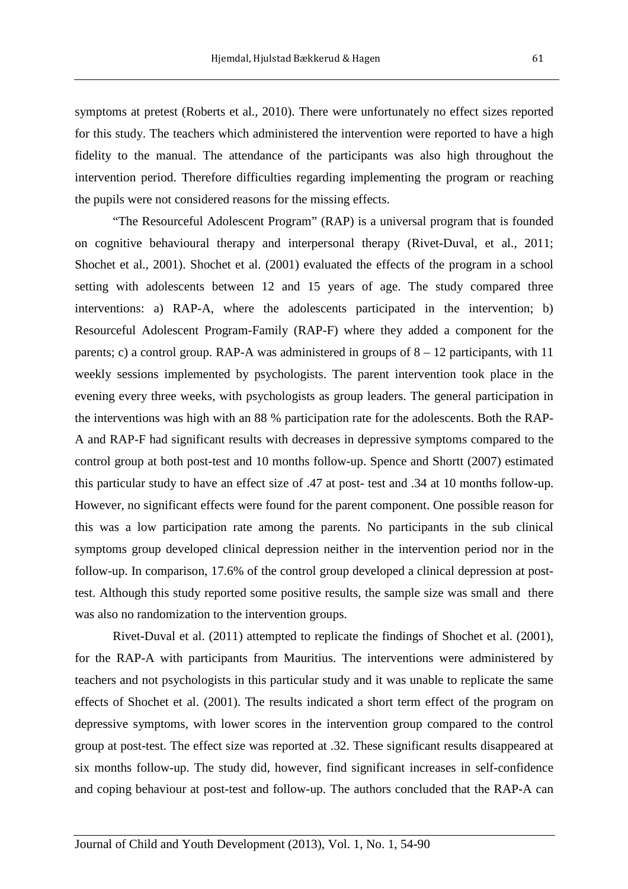symptoms at pretest (Roberts et al., 2010). There were unfortunately no effect sizes reported for this study. The teachers which administered the intervention were reported to have a high fidelity to the manual. The attendance of the participants was also high throughout the intervention period. Therefore difficulties regarding implementing the program or reaching the pupils were not considered reasons for the missing effects.

"The Resourceful Adolescent Program" (RAP) is a universal program that is founded on cognitive behavioural therapy and interpersonal therapy (Rivet-Duval, et al., 2011; Shochet et al., 2001). Shochet et al. (2001) evaluated the effects of the program in a school setting with adolescents between 12 and 15 years of age. The study compared three interventions: a) RAP-A, where the adolescents participated in the intervention; b) Resourceful Adolescent Program-Family (RAP-F) where they added a component for the parents; c) a control group. RAP-A was administered in groups of 8 – 12 participants, with 11 weekly sessions implemented by psychologists. The parent intervention took place in the evening every three weeks, with psychologists as group leaders. The general participation in the interventions was high with an 88 % participation rate for the adolescents. Both the RAP-A and RAP-F had significant results with decreases in depressive symptoms compared to the control group at both post-test and 10 months follow-up. Spence and Shortt (2007) estimated this particular study to have an effect size of .47 at post- test and .34 at 10 months follow-up. However, no significant effects were found for the parent component. One possible reason for this was a low participation rate among the parents. No participants in the sub clinical symptoms group developed clinical depression neither in the intervention period nor in the follow-up. In comparison, 17.6% of the control group developed a clinical depression at post-test. Although this study reported some positive results, the sample size was small and there was also no randomization to the intervention groups.

Rivet-Duval et al. (2011) attempted to replicate the findings of Shochet et al. (2001), for the RAP-A with participants from Mauritius. The interventions were administered by teachers and not psychologists in this particular study and it was unable to replicate the same effects of Shochet et al. (2001). The results indicated a short term effect of the program on depressive symptoms, with lower scores in the intervention group compared to the control group at post-test. The effect size was reported at .32. These significant results disappeared at six months follow-up. The study did, however, find significant increases in self-confidence and coping behaviour at post-test and follow-up. The authors concluded that the RAP-A can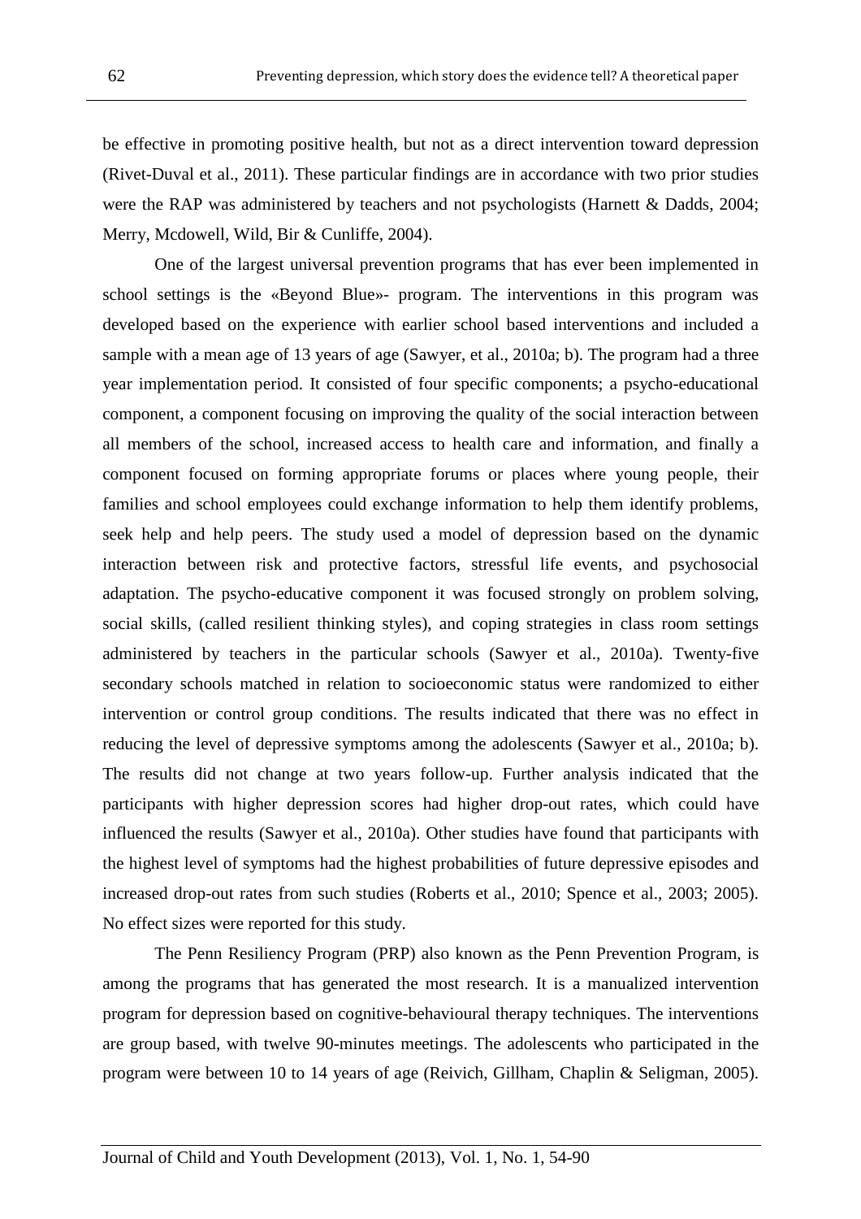be effective in promoting positive health, but not as a direct intervention toward depression (Rivet-Duval et al., 2011). These particular findings are in accordance with two prior studies were the RAP was administered by teachers and not psychologists (Harnett & Dadds, 2004; Merry, Mcdowell, Wild, Bir & Cunliffe, 2004).

One of the largest universal prevention programs that has ever been implemented in school settings is the «Beyond Blue»- program. The interventions in this program was developed based on the experience with earlier school based interventions and included a sample with a mean age of 13 years of age (Sawyer, et al., 2010a; b). The program had a three year implementation period. It consisted of four specific components; a psycho-educational component, a component focusing on improving the quality of the social interaction between all members of the school, increased access to health care and information, and finally a component focused on forming appropriate forums or places where young people, their families and school employees could exchange information to help them identify problems, seek help and help peers. The study used a model of depression based on the dynamic interaction between risk and protective factors, stressful life events, and psychosocial adaptation. The psycho-educative component it was focused strongly on problem solving, social skills, (called resilient thinking styles), and coping strategies in class room settings administered by teachers in the particular schools (Sawyer et al., 2010a). Twenty-five secondary schools matched in relation to socioeconomic status were randomized to either intervention or control group conditions. The results indicated that there was no effect in reducing the level of depressive symptoms among the adolescents (Sawyer et al., 2010a; b). The results did not change at two years follow-up. Further analysis indicated that the participants with higher depression scores had higher drop-out rates, which could have influenced the results (Sawyer et al., 2010a). Other studies have found that participants with the highest level of symptoms had the highest probabilities of future depressive episodes and increased drop-out rates from such studies (Roberts et al., 2010; Spence et al., 2003; 2005). No effect sizes were reported for this study.

The Penn Resiliency Program (PRP) also known as the Penn Prevention Program, is among the programs that has generated the most research. It is a manualized intervention program for depression based on cognitive-behavioural therapy techniques. The interventions are group based, with twelve 90-minutes meetings. The adolescents who participated in the program were between 10 to 14 years of age (Reivich, Gillham, Chaplin & Seligman, 2005).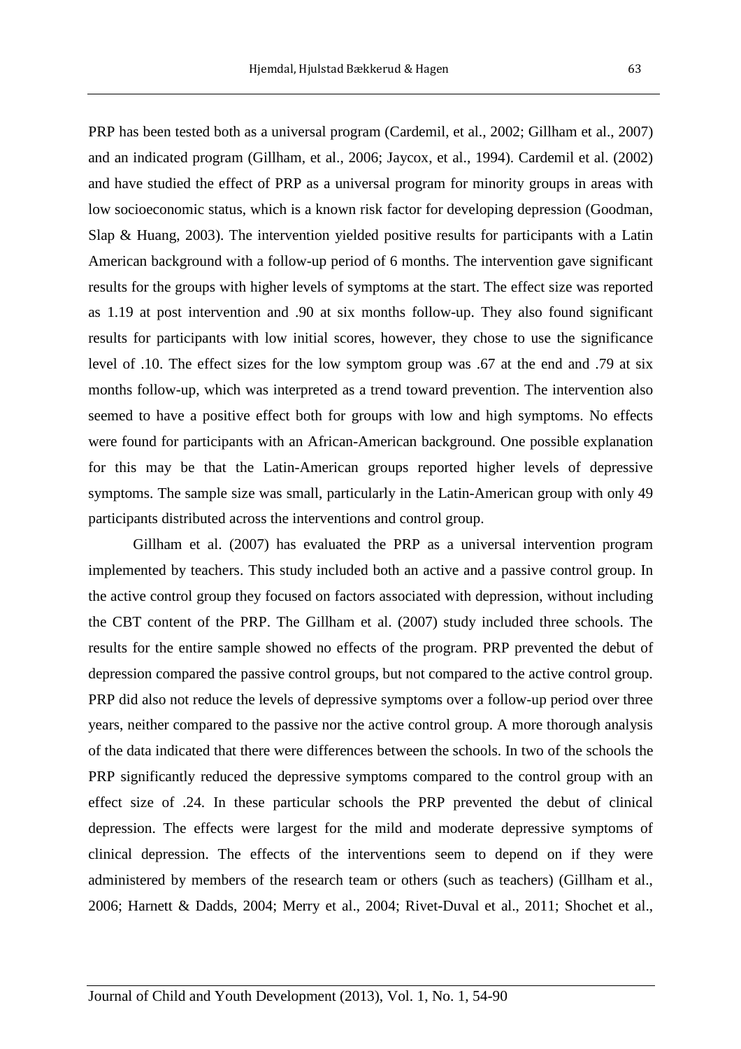PRP has been tested both as a universal program (Cardemil, et al., 2002; Gillham et al., 2007) and an indicated program (Gillham, et al., 2006; Jaycox, et al., 1994). Cardemil et al. (2002) and have studied the effect of PRP as a universal program for minority groups in areas with low socioeconomic status, which is a known risk factor for developing depression (Goodman, Slap & Huang, 2003). The intervention yielded positive results for participants with a Latin American background with a follow-up period of 6 months. The intervention gave significant results for the groups with higher levels of symptoms at the start. The effect size was reported as 1.19 at post intervention and .90 at six months follow-up. They also found significant results for participants with low initial scores, however, they chose to use the significance level of .10. The effect sizes for the low symptom group was .67 at the end and .79 at six months follow-up, which was interpreted as a trend toward prevention. The intervention also seemed to have a positive effect both for groups with low and high symptoms. No effects were found for participants with an African-American background. One possible explanation for this may be that the Latin-American groups reported higher levels of depressive symptoms. The sample size was small, particularly in the Latin-American group with only 49 participants distributed across the interventions and control group.

Gillham et al. (2007) has evaluated the PRP as a universal intervention program implemented by teachers. This study included both an active and a passive control group. In the active control group they focused on factors associated with depression, without including the CBT content of the PRP. The Gillham et al. (2007) study included three schools. The results for the entire sample showed no effects of the program. PRP prevented the debut of depression compared the passive control groups, but not compared to the active control group. PRP did also not reduce the levels of depressive symptoms over a follow-up period over three years, neither compared to the passive nor the active control group. A more thorough analysis of the data indicated that there were differences between the schools. In two of the schools the PRP significantly reduced the depressive symptoms compared to the control group with an effect size of .24. In these particular schools the PRP prevented the debut of clinical depression. The effects were largest for the mild and moderate depressive symptoms of clinical depression. The effects of the interventions seem to depend on if they were administered by members of the research team or others (such as teachers) (Gillham et al., 2006; Harnett & Dadds, 2004; Merry et al., 2004; Rivet-Duval et al., 2011; Shochet et al.,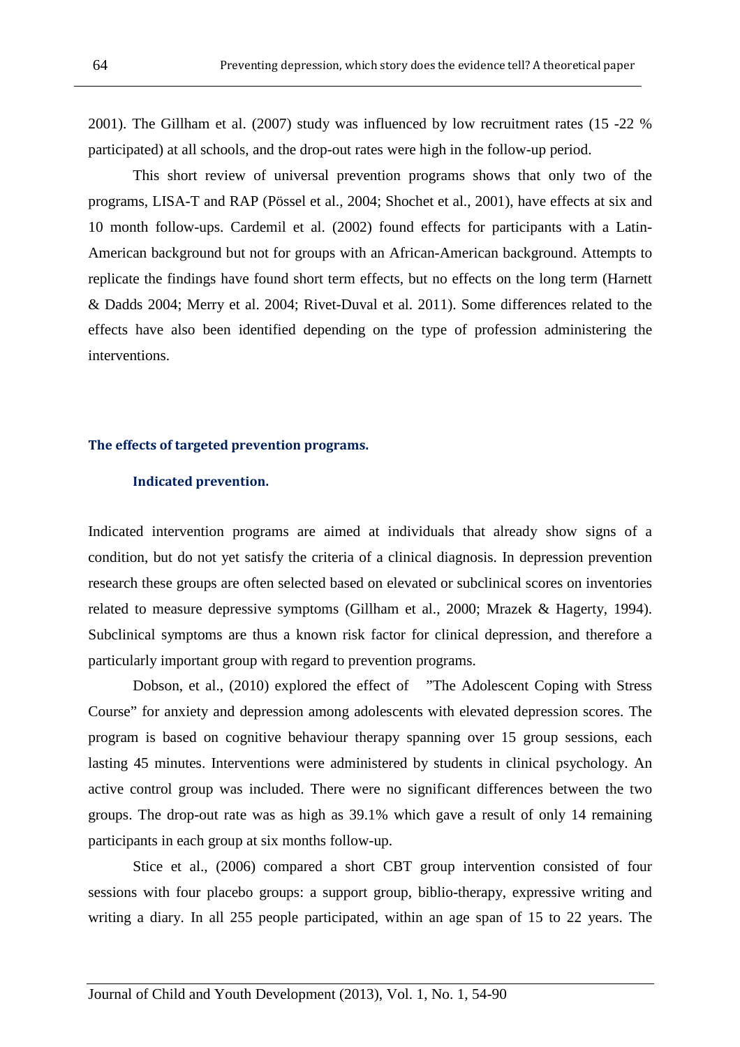2001). The Gillham et al. (2007) study was influenced by low recruitment rates (15 -22 % participated) at all schools, and the drop-out rates were high in the follow-up period.

This short review of universal prevention programs shows that only two of the programs, LISA-T and RAP (Pössel et al., 2004; Shochet et al., 2001), have effects at six and 10 month follow-ups. Cardemil et al. (2002) found effects for participants with a Latin-American background but not for groups with an African-American background. Attempts to replicate the findings have found short term effects, but no effects on the long term (Harnett & Dadds 2004; Merry et al. 2004; Rivet-Duval et al. 2011). Some differences related to the effects have also been identified depending on the type of profession administering the interventions.

## The effects of targeted prevention programs.

### Indicated prevention.

Indicated intervention programs are aimed at individuals that already show signs of a condition, but do not yet satisfy the criteria of a clinical diagnosis. In depression prevention research these groups are often selected based on elevated or subclinical scores on inventories related to measure depressive symptoms (Gillham et al., 2000; Mrazek & Hagerty, 1994). Subclinical symptoms are thus a known risk factor for clinical depression, and therefore a particularly important group with regard to prevention programs.

Dobson, et al., (2010) explored the effect of ”The Adolescent Coping with Stress Course” for anxiety and depression among adolescents with elevated depression scores. The program is based on cognitive behaviour therapy spanning over 15 group sessions, each lasting 45 minutes. Interventions were administered by students in clinical psychology. An active control group was included. There were no significant differences between the two groups. The drop-out rate was as high as 39.1% which gave a result of only 14 remaining participants in each group at six months follow-up.

Stice et al., (2006) compared a short CBT group intervention consisted of four sessions with four placebo groups: a support group, biblio-therapy, expressive writing and writing a diary. In all 255 people participated, within an age span of 15 to 22 years. The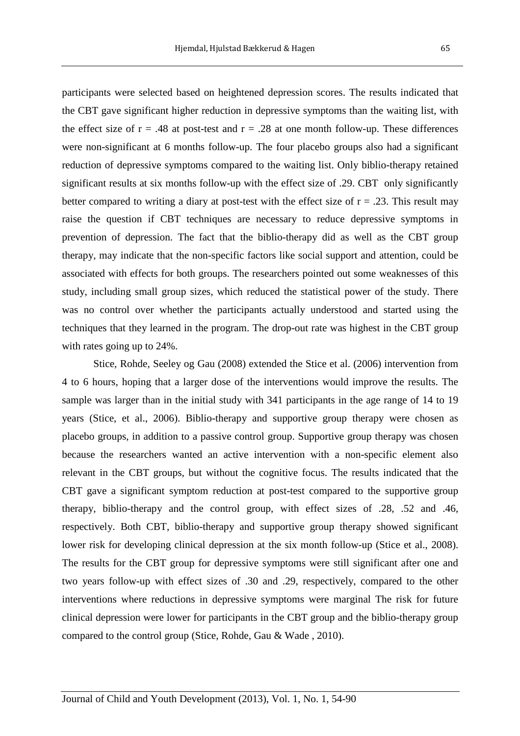participants were selected based on heightened depression scores. The results indicated that the CBT gave significant higher reduction in depressive symptoms than the waiting list, with the effect size of $r = .48$ at post-test and $r = .28$ at one month follow-up. These differences were non-significant at 6 months follow-up. The four placebo groups also had a significant reduction of depressive symptoms compared to the waiting list. Only biblio-therapy retained significant results at six months follow-up with the effect size of .29. CBT only significantly better compared to writing a diary at post-test with the effect size of $r = .23$. This result may raise the question if CBT techniques are necessary to reduce depressive symptoms in prevention of depression. The fact that the biblio-therapy did as well as the CBT group therapy, may indicate that the non-specific factors like social support and attention, could be associated with effects for both groups. The researchers pointed out some weaknesses of this study, including small group sizes, which reduced the statistical power of the study. There was no control over whether the participants actually understood and started using the techniques that they learned in the program. The drop-out rate was highest in the CBT group with rates going up to 24%.

Stice, Rohde, Seeley og Gau (2008) extended the Stice et al. (2006) intervention from 4 to 6 hours, hoping that a larger dose of the interventions would improve the results. The sample was larger than in the initial study with 341 participants in the age range of 14 to 19 years (Stice, et al., 2006). Biblio-therapy and supportive group therapy were chosen as placebo groups, in addition to a passive control group. Supportive group therapy was chosen because the researchers wanted an active intervention with a non-specific element also relevant in the CBT groups, but without the cognitive focus. The results indicated that the CBT gave a significant symptom reduction at post-test compared to the supportive group therapy, biblio-therapy and the control group, with effect sizes of .28, .52 and .46, respectively. Both CBT, biblio-therapy and supportive group therapy showed significant lower risk for developing clinical depression at the six month follow-up (Stice et al., 2008). The results for the CBT group for depressive symptoms were still significant after one and two years follow-up with effect sizes of .30 and .29, respectively, compared to the other interventions where reductions in depressive symptoms were marginal The risk for future clinical depression were lower for participants in the CBT group and the biblio-therapy group compared to the control group (Stice, Rohde, Gau & Wade , 2010).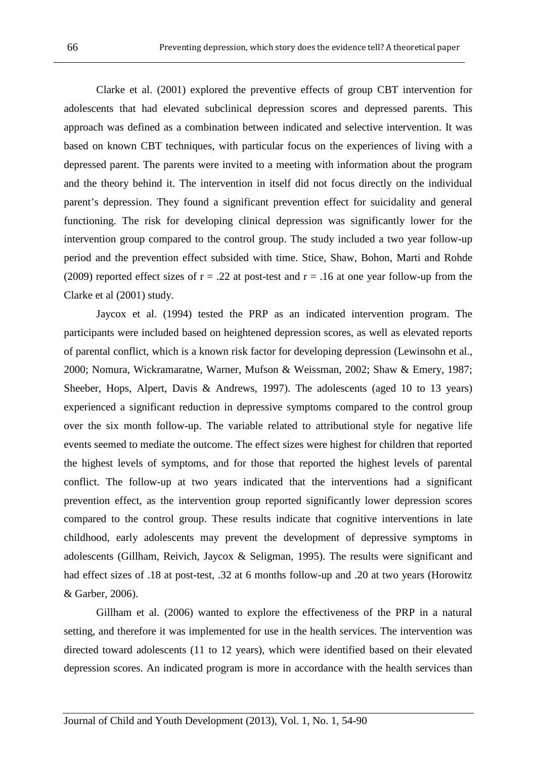Clarke et al. (2001) explored the preventive effects of group CBT intervention for adolescents that had elevated subclinical depression scores and depressed parents. This approach was defined as a combination between indicated and selective intervention. It was based on known CBT techniques, with particular focus on the experiences of living with a depressed parent. The parents were invited to a meeting with information about the program and the theory behind it. The intervention in itself did not focus directly on the individual parent's depression. They found a significant prevention effect for suicidality and general functioning. The risk for developing clinical depression was significantly lower for the intervention group compared to the control group. The study included a two year follow-up period and the prevention effect subsided with time. Stice, Shaw, Bohon, Marti and Rohde (2009) reported effect sizes of $r = .22$ at post-test and $r = .16$ at one year follow-up from the Clarke et al (2001) study.

Jaycox et al. (1994) tested the PRP as an indicated intervention program. The participants were included based on heightened depression scores, as well as elevated reports of parental conflict, which is a known risk factor for developing depression (Lewinsohn et al., 2000; Nomura, Wickramaratne, Warner, Mufson & Weissman, 2002; Shaw & Emery, 1987; Sheeber, Hops, Alpert, Davis & Andrews, 1997). The adolescents (aged 10 to 13 years) experienced a significant reduction in depressive symptoms compared to the control group over the six month follow-up. The variable related to attributional style for negative life events seemed to mediate the outcome. The effect sizes were highest for children that reported the highest levels of symptoms, and for those that reported the highest levels of parental conflict. The follow-up at two years indicated that the interventions had a significant prevention effect, as the intervention group reported significantly lower depression scores compared to the control group. These results indicate that cognitive interventions in late childhood, early adolescents may prevent the development of depressive symptoms in adolescents (Gillham, Reivich, Jaycox & Seligman, 1995). The results were significant and had effect sizes of .18 at post-test, .32 at 6 months follow-up and .20 at two years (Horowitz & Garber, 2006).

Gillham et al. (2006) wanted to explore the effectiveness of the PRP in a natural setting, and therefore it was implemented for use in the health services. The intervention was directed toward adolescents (11 to 12 years), which were identified based on their elevated depression scores. An indicated program is more in accordance with the health services than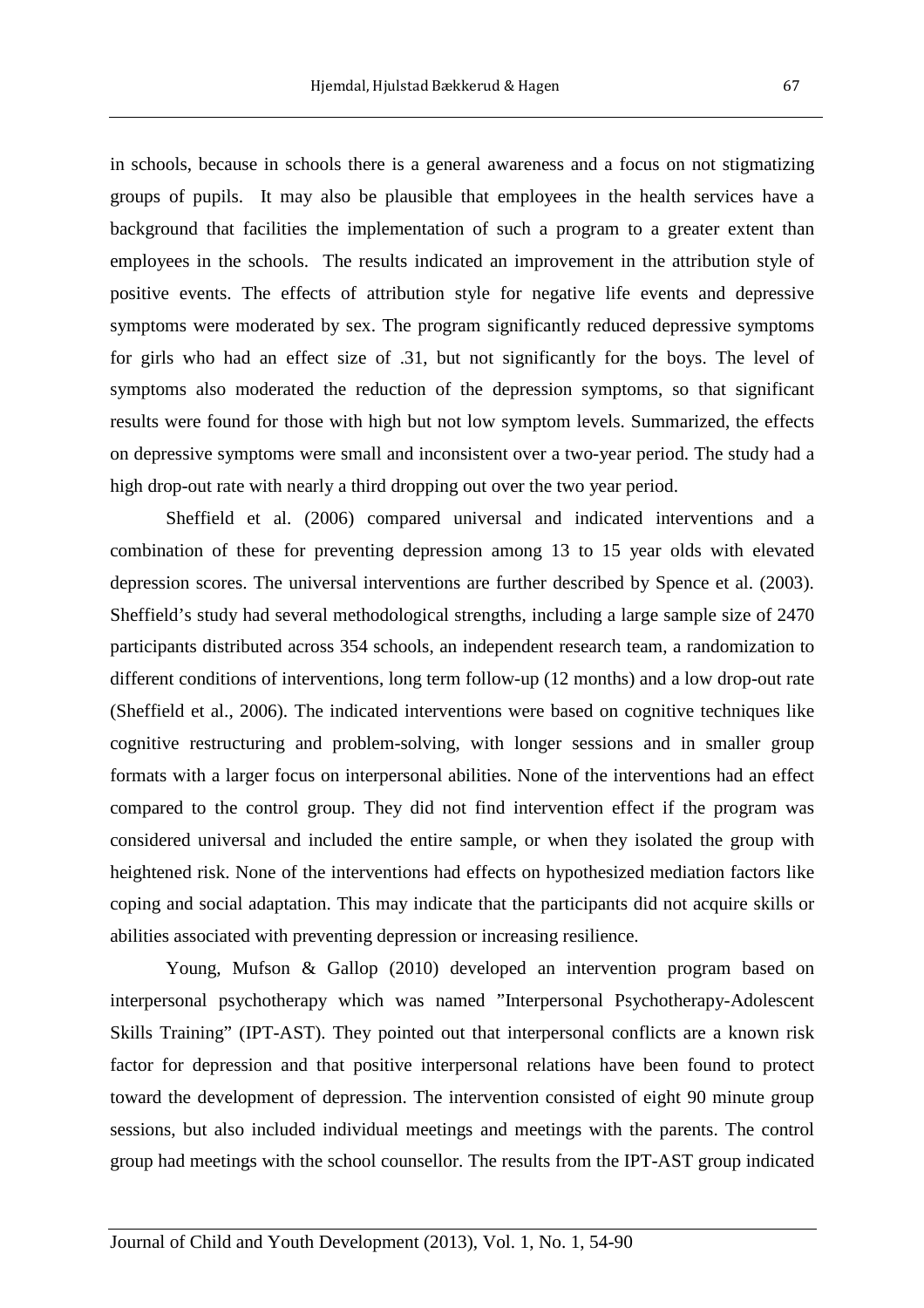in schools, because in schools there is a general awareness and a focus on not stigmatizing groups of pupils. It may also be plausible that employees in the health services have a background that facilities the implementation of such a program to a greater extent than employees in the schools. The results indicated an improvement in the attribution style of positive events. The effects of attribution style for negative life events and depressive symptoms were moderated by sex. The program significantly reduced depressive symptoms for girls who had an effect size of .31, but not significantly for the boys. The level of symptoms also moderated the reduction of the depression symptoms, so that significant results were found for those with high but not low symptom levels. Summarized, the effects on depressive symptoms were small and inconsistent over a two-year period. The study had a high drop-out rate with nearly a third dropping out over the two year period.

Sheffield et al. (2006) compared universal and indicated interventions and a combination of these for preventing depression among 13 to 15 year olds with elevated depression scores. The universal interventions are further described by Spence et al. (2003). Sheffield's study had several methodological strengths, including a large sample size of 2470 participants distributed across 354 schools, an independent research team, a randomization to different conditions of interventions, long term follow-up (12 months) and a low drop-out rate (Sheffield et al., 2006). The indicated interventions were based on cognitive techniques like cognitive restructuring and problem-solving, with longer sessions and in smaller group formats with a larger focus on interpersonal abilities. None of the interventions had an effect compared to the control group. They did not find intervention effect if the program was considered universal and included the entire sample, or when they isolated the group with heightened risk. None of the interventions had effects on hypothesized mediation factors like coping and social adaptation. This may indicate that the participants did not acquire skills or abilities associated with preventing depression or increasing resilience.

Young, Mufson & Gallop (2010) developed an intervention program based on interpersonal psychotherapy which was named "Interpersonal Psychotherapy-Adolescent Skills Training" (IPT-AST). They pointed out that interpersonal conflicts are a known risk factor for depression and that positive interpersonal relations have been found to protect toward the development of depression. The intervention consisted of eight 90 minute group sessions, but also included individual meetings and meetings with the parents. The control group had meetings with the school counsellor. The results from the IPT-AST group indicated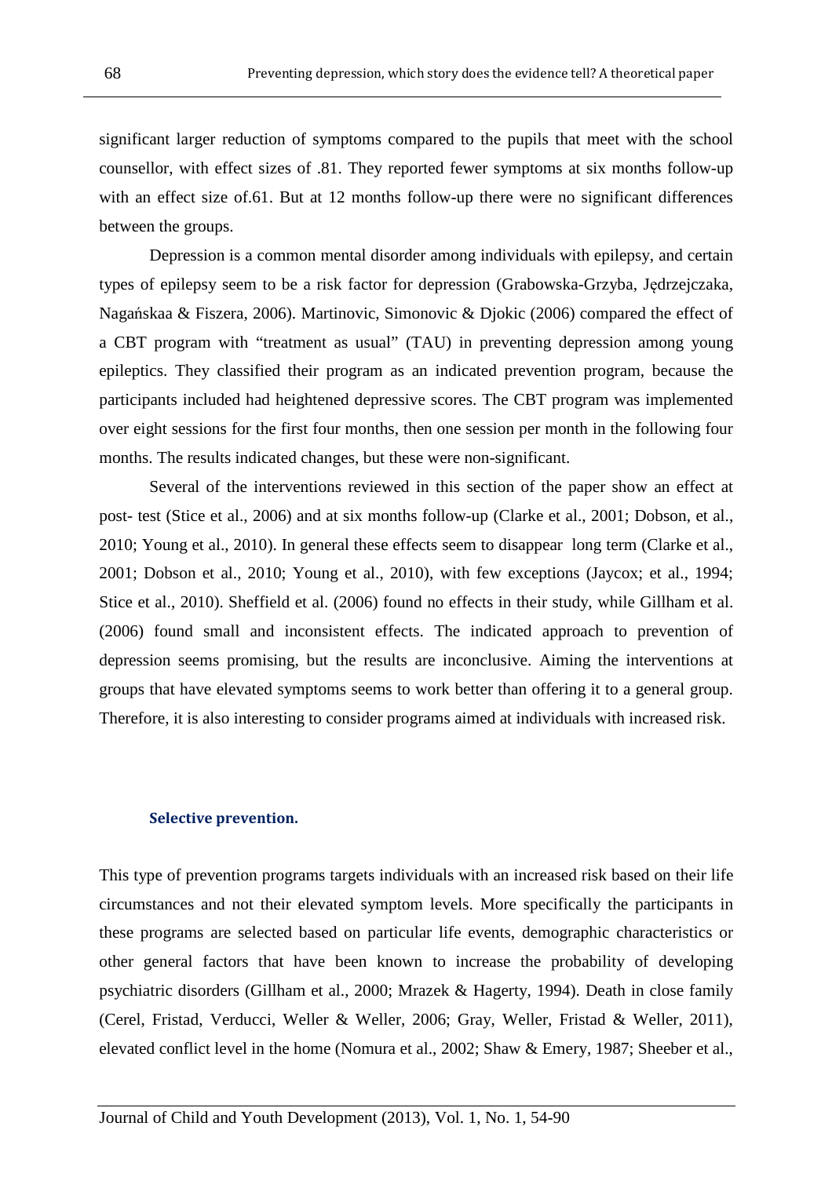significant larger reduction of symptoms compared to the pupils that meet with the school counsellor, with effect sizes of .81. They reported fewer symptoms at six months follow-up with an effect size of.61. But at 12 months follow-up there were no significant differences between the groups.

Depression is a common mental disorder among individuals with epilepsy, and certain types of epilepsy seem to be a risk factor for depression (Grabowska-Grzyba, Jędrzejczaka, Nagańskaa & Fiszera, 2006). Martinovic, Simonovic & Djokic (2006) compared the effect of a CBT program with "treatment as usual" (TAU) in preventing depression among young epileptics. They classified their program as an indicated prevention program, because the participants included had heightened depressive scores. The CBT program was implemented over eight sessions for the first four months, then one session per month in the following four months. The results indicated changes, but these were non-significant.

Several of the interventions reviewed in this section of the paper show an effect at post- test (Stice et al., 2006) and at six months follow-up (Clarke et al., 2001; Dobson, et al., 2010; Young et al., 2010). In general these effects seem to disappear long term (Clarke et al., 2001; Dobson et al., 2010; Young et al., 2010), with few exceptions (Jaycox; et al., 1994; Stice et al., 2010). Sheffield et al. (2006) found no effects in their study, while Gillham et al. (2006) found small and inconsistent effects. The indicated approach to prevention of depression seems promising, but the results are inconclusive. Aiming the interventions at groups that have elevated symptoms seems to work better than offering it to a general group. Therefore, it is also interesting to consider programs aimed at individuals with increased risk.

### Selective prevention.

This type of prevention programs targets individuals with an increased risk based on their life circumstances and not their elevated symptom levels. More specifically the participants in these programs are selected based on particular life events, demographic characteristics or other general factors that have been known to increase the probability of developing psychiatric disorders (Gillham et al., 2000; Mrazek & Hagerty, 1994). Death in close family (Cerel, Fristad, Verducci, Weller & Weller, 2006; Gray, Weller, Fristad & Weller, 2011), elevated conflict level in the home (Nomura et al., 2002; Shaw & Emery, 1987; Sheeber et al.,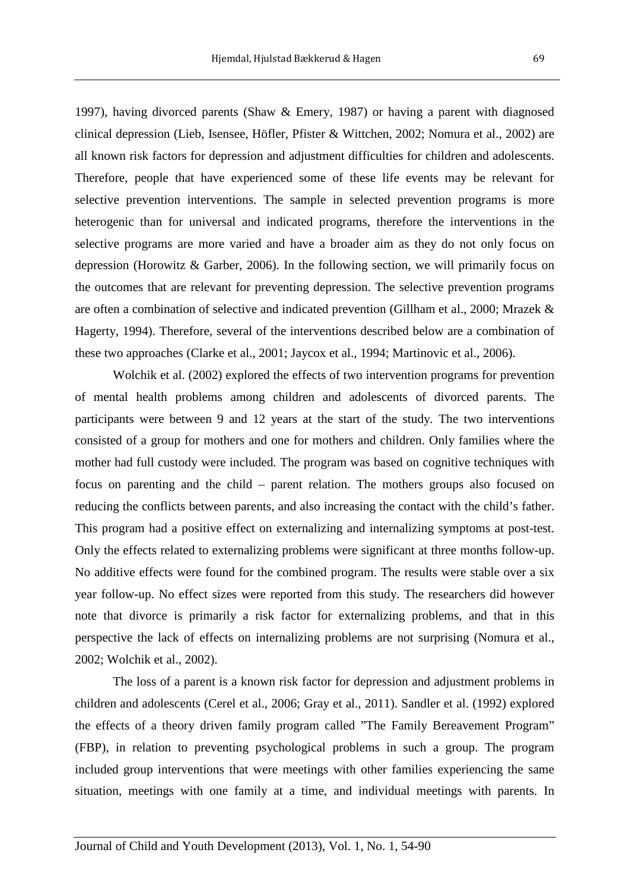1997), having divorced parents (Shaw & Emery, 1987) or having a parent with diagnosed clinical depression (Lieb, Isensee, Höfler, Pfister & Wittchen, 2002; Nomura et al., 2002) are all known risk factors for depression and adjustment difficulties for children and adolescents. Therefore, people that have experienced some of these life events may be relevant for selective prevention interventions. The sample in selected prevention programs is more heterogenic than for universal and indicated programs, therefore the interventions in the selective programs are more varied and have a broader aim as they do not only focus on depression (Horowitz & Garber, 2006). In the following section, we will primarily focus on the outcomes that are relevant for preventing depression. The selective prevention programs are often a combination of selective and indicated prevention (Gillham et al., 2000; Mrazek & Hagerty, 1994). Therefore, several of the interventions described below are a combination of these two approaches (Clarke et al., 2001; Jaycox et al., 1994; Martinovic et al., 2006).

Wolchik et al. (2002) explored the effects of two intervention programs for prevention of mental health problems among children and adolescents of divorced parents. The participants were between 9 and 12 years at the start of the study. The two interventions consisted of a group for mothers and one for mothers and children. Only families where the mother had full custody were included. The program was based on cognitive techniques with focus on parenting and the child – parent relation. The mothers groups also focused on reducing the conflicts between parents, and also increasing the contact with the child's father. This program had a positive effect on externalizing and internalizing symptoms at post-test. Only the effects related to externalizing problems were significant at three months follow-up. No additive effects were found for the combined program. The results were stable over a six year follow-up. No effect sizes were reported from this study. The researchers did however note that divorce is primarily a risk factor for externalizing problems, and that in this perspective the lack of effects on internalizing problems are not surprising (Nomura et al., 2002; Wolchik et al., 2002).

The loss of a parent is a known risk factor for depression and adjustment problems in children and adolescents (Cerel et al., 2006; Gray et al., 2011). Sandler et al. (1992) explored the effects of a theory driven family program called "The Family Bereavement Program" (FBP), in relation to preventing psychological problems in such a group. The program included group interventions that were meetings with other families experiencing the same situation, meetings with one family at a time, and individual meetings with parents. In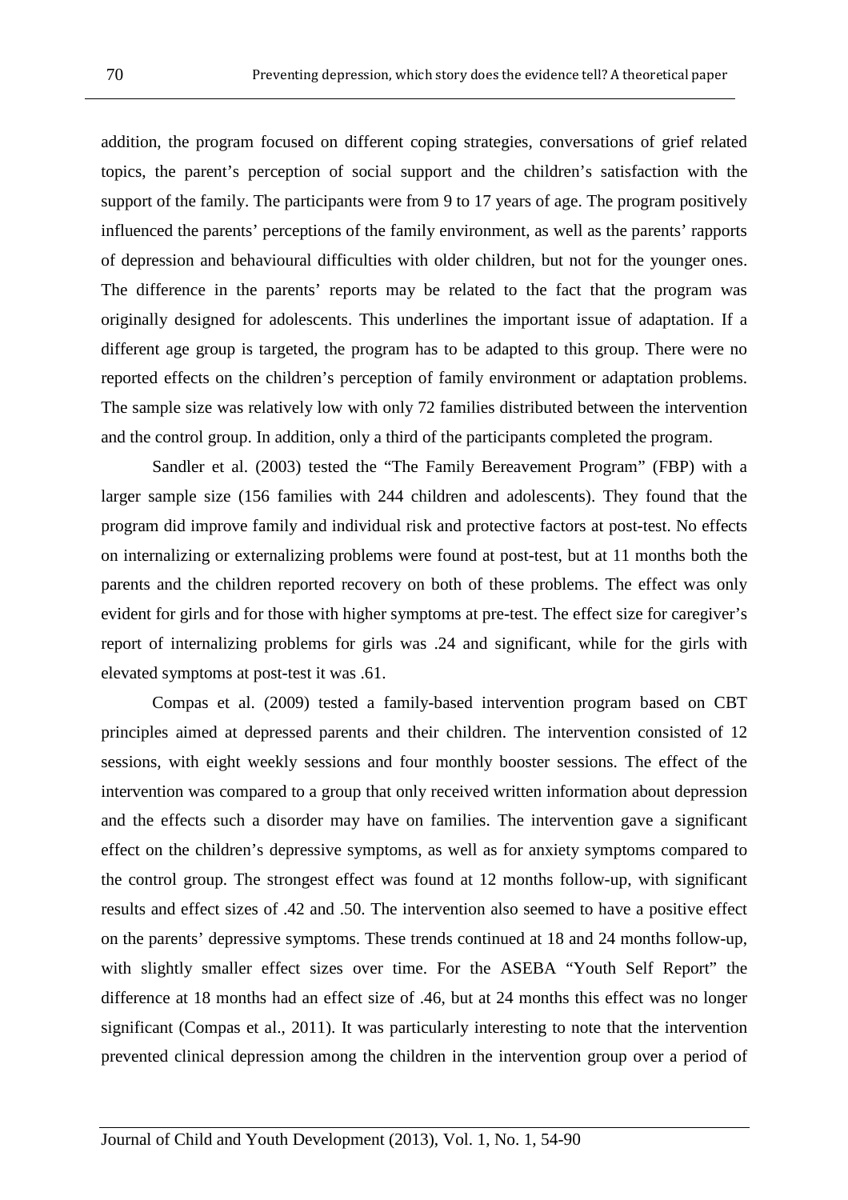addition, the program focused on different coping strategies, conversations of grief related topics, the parent's perception of social support and the children's satisfaction with the support of the family. The participants were from 9 to 17 years of age. The program positively influenced the parents' perceptions of the family environment, as well as the parents' rapports of depression and behavioural difficulties with older children, but not for the younger ones. The difference in the parents' reports may be related to the fact that the program was originally designed for adolescents. This underlines the important issue of adaptation. If a different age group is targeted, the program has to be adapted to this group. There were no reported effects on the children's perception of family environment or adaptation problems. The sample size was relatively low with only 72 families distributed between the intervention and the control group. In addition, only a third of the participants completed the program.

Sandler et al. (2003) tested the "The Family Bereavement Program" (FBP) with a larger sample size (156 families with 244 children and adolescents). They found that the program did improve family and individual risk and protective factors at post-test. No effects on internalizing or externalizing problems were found at post-test, but at 11 months both the parents and the children reported recovery on both of these problems. The effect was only evident for girls and for those with higher symptoms at pre-test. The effect size for caregiver's report of internalizing problems for girls was .24 and significant, while for the girls with elevated symptoms at post-test it was .61.

Compas et al. (2009) tested a family-based intervention program based on CBT principles aimed at depressed parents and their children. The intervention consisted of 12 sessions, with eight weekly sessions and four monthly booster sessions. The effect of the intervention was compared to a group that only received written information about depression and the effects such a disorder may have on families. The intervention gave a significant effect on the children's depressive symptoms, as well as for anxiety symptoms compared to the control group. The strongest effect was found at 12 months follow-up, with significant results and effect sizes of .42 and .50. The intervention also seemed to have a positive effect on the parents' depressive symptoms. These trends continued at 18 and 24 months follow-up, with slightly smaller effect sizes over time. For the ASEBA "Youth Self Report" the difference at 18 months had an effect size of .46, but at 24 months this effect was no longer significant (Compas et al., 2011). It was particularly interesting to note that the intervention prevented clinical depression among the children in the intervention group over a period of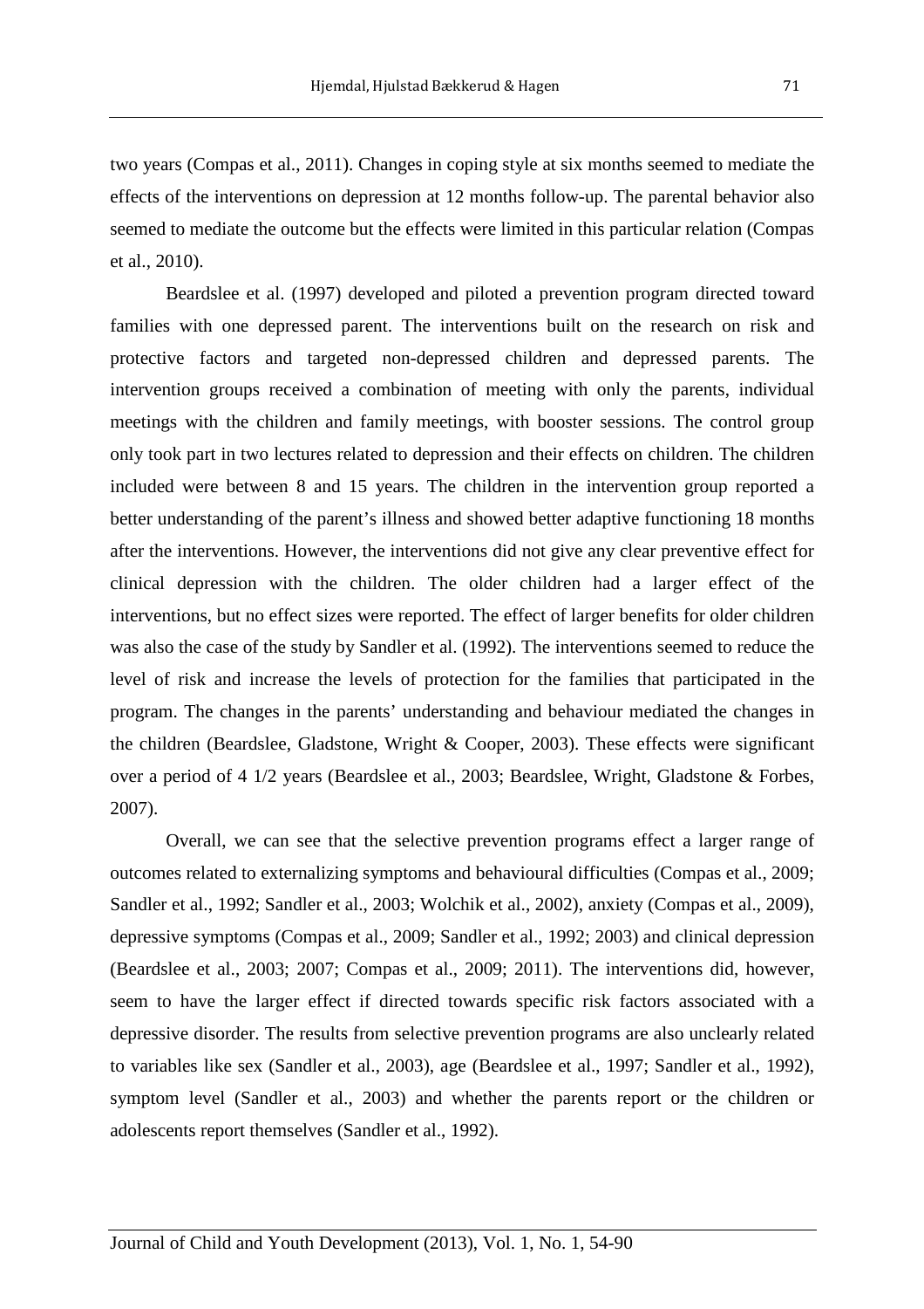two years (Compas et al., 2011). Changes in coping style at six months seemed to mediate the effects of the interventions on depression at 12 months follow-up. The parental behavior also seemed to mediate the outcome but the effects were limited in this particular relation (Compas et al., 2010).

Beardslee et al. (1997) developed and piloted a prevention program directed toward families with one depressed parent. The interventions built on the research on risk and protective factors and targeted non-depressed children and depressed parents. The intervention groups received a combination of meeting with only the parents, individual meetings with the children and family meetings, with booster sessions. The control group only took part in two lectures related to depression and their effects on children. The children included were between 8 and 15 years. The children in the intervention group reported a better understanding of the parent's illness and showed better adaptive functioning 18 months after the interventions. However, the interventions did not give any clear preventive effect for clinical depression with the children. The older children had a larger effect of the interventions, but no effect sizes were reported. The effect of larger benefits for older children was also the case of the study by Sandler et al. (1992). The interventions seemed to reduce the level of risk and increase the levels of protection for the families that participated in the program. The changes in the parents' understanding and behaviour mediated the changes in the children (Beardslee, Gladstone, Wright & Cooper, 2003). These effects were significant over a period of 4 1/2 years (Beardslee et al., 2003; Beardslee, Wright, Gladstone & Forbes, 2007).

Overall, we can see that the selective prevention programs effect a larger range of outcomes related to externalizing symptoms and behavioural difficulties (Compas et al., 2009; Sandler et al., 1992; Sandler et al., 2003; Wolchik et al., 2002), anxiety (Compas et al., 2009), depressive symptoms (Compas et al., 2009; Sandler et al., 1992; 2003) and clinical depression (Beardslee et al., 2003; 2007; Compas et al., 2009; 2011). The interventions did, however, seem to have the larger effect if directed towards specific risk factors associated with a depressive disorder. The results from selective prevention programs are also unclearly related to variables like sex (Sandler et al., 2003), age (Beardslee et al., 1997; Sandler et al., 1992), symptom level (Sandler et al., 2003) and whether the parents report or the children or adolescents report themselves (Sandler et al., 1992).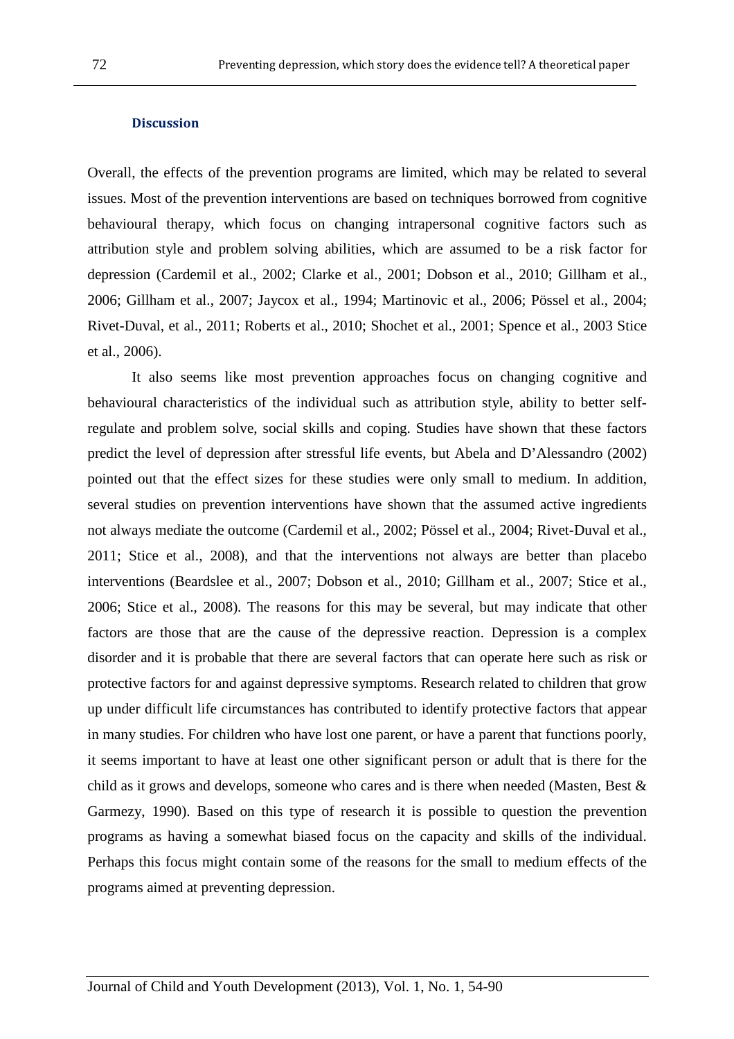## Discussion

Overall, the effects of the prevention programs are limited, which may be related to several issues. Most of the prevention interventions are based on techniques borrowed from cognitive behavioural therapy, which focus on changing intrapersonal cognitive factors such as attribution style and problem solving abilities, which are assumed to be a risk factor for depression (Cardemil et al., 2002; Clarke et al., 2001; Dobson et al., 2010; Gillham et al., 2006; Gillham et al., 2007; Jaycox et al., 1994; Martinovic et al., 2006; Pössel et al., 2004; Rivet-Duval, et al., 2011; Roberts et al., 2010; Shochet et al., 2001; Spence et al., 2003 Stice et al., 2006).

It also seems like most prevention approaches focus on changing cognitive and behavioural characteristics of the individual such as attribution style, ability to better self-regulate and problem solve, social skills and coping. Studies have shown that these factors predict the level of depression after stressful life events, but Abela and D'Alessandro (2002) pointed out that the effect sizes for these studies were only small to medium. In addition, several studies on prevention interventions have shown that the assumed active ingredients not always mediate the outcome (Cardemil et al., 2002; Pössel et al., 2004; Rivet-Duval et al., 2011; Stice et al., 2008), and that the interventions not always are better than placebo interventions (Beardslee et al., 2007; Dobson et al., 2010; Gillham et al., 2007; Stice et al., 2006; Stice et al., 2008). The reasons for this may be several, but may indicate that other factors are those that are the cause of the depressive reaction. Depression is a complex disorder and it is probable that there are several factors that can operate here such as risk or protective factors for and against depressive symptoms. Research related to children that grow up under difficult life circumstances has contributed to identify protective factors that appear in many studies. For children who have lost one parent, or have a parent that functions poorly, it seems important to have at least one other significant person or adult that is there for the child as it grows and develops, someone who cares and is there when needed (Masten, Best & Garmezy, 1990). Based on this type of research it is possible to question the prevention programs as having a somewhat biased focus on the capacity and skills of the individual. Perhaps this focus might contain some of the reasons for the small to medium effects of the programs aimed at preventing depression.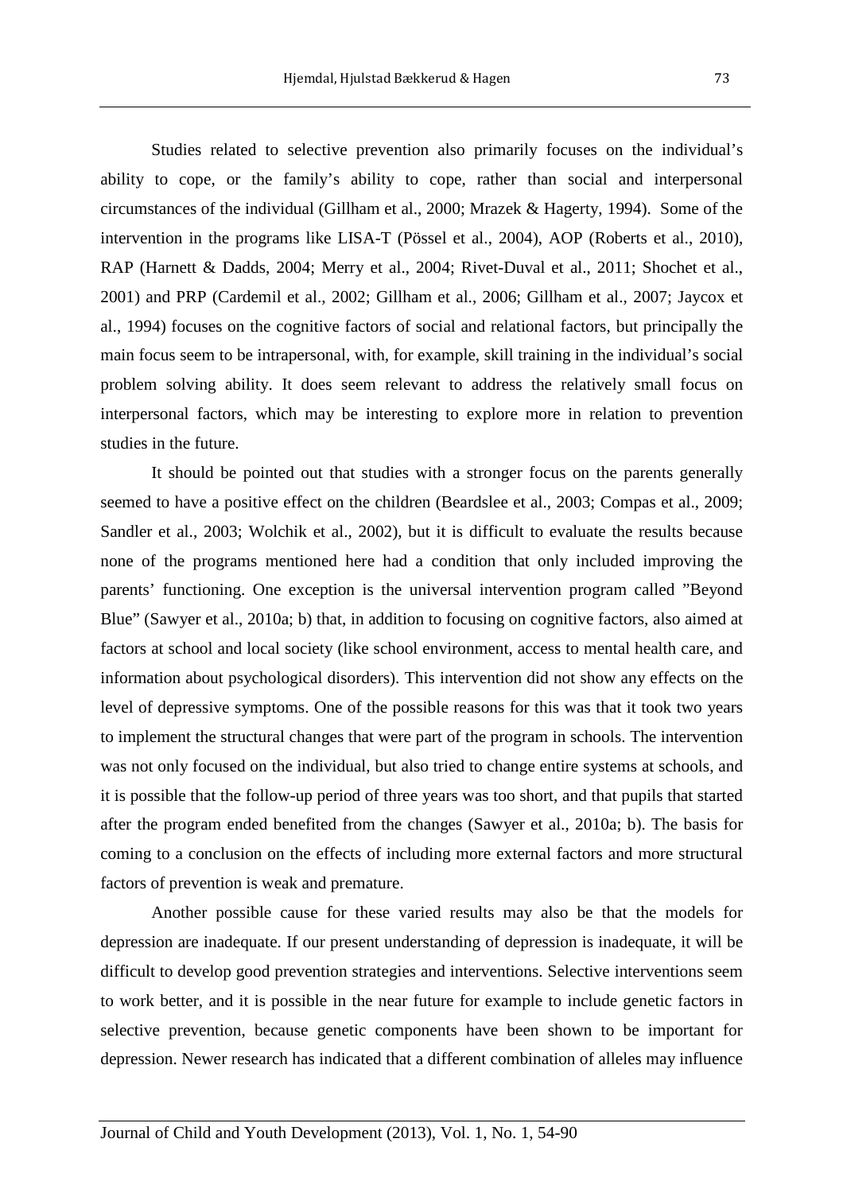Studies related to selective prevention also primarily focuses on the individual's ability to cope, or the family's ability to cope, rather than social and interpersonal circumstances of the individual (Gillham et al., 2000; Mrazek & Hagerty, 1994). Some of the intervention in the programs like LISA-T (Pössel et al., 2004), AOP (Roberts et al., 2010), RAP (Harnett & Dadds, 2004; Merry et al., 2004; Rivet-Duval et al., 2011; Shochet et al., 2001) and PRP (Cardemil et al., 2002; Gillham et al., 2006; Gillham et al., 2007; Jaycox et al., 1994) focuses on the cognitive factors of social and relational factors, but principally the main focus seem to be intrapersonal, with, for example, skill training in the individual's social problem solving ability. It does seem relevant to address the relatively small focus on interpersonal factors, which may be interesting to explore more in relation to prevention studies in the future.

It should be pointed out that studies with a stronger focus on the parents generally seemed to have a positive effect on the children (Beardslee et al., 2003; Compas et al., 2009; Sandler et al., 2003; Wolchik et al., 2002), but it is difficult to evaluate the results because none of the programs mentioned here had a condition that only included improving the parents' functioning. One exception is the universal intervention program called "Beyond Blue" (Sawyer et al., 2010a; b) that, in addition to focusing on cognitive factors, also aimed at factors at school and local society (like school environment, access to mental health care, and information about psychological disorders). This intervention did not show any effects on the level of depressive symptoms. One of the possible reasons for this was that it took two years to implement the structural changes that were part of the program in schools. The intervention was not only focused on the individual, but also tried to change entire systems at schools, and it is possible that the follow-up period of three years was too short, and that pupils that started after the program ended benefited from the changes (Sawyer et al., 2010a; b). The basis for coming to a conclusion on the effects of including more external factors and more structural factors of prevention is weak and premature.

Another possible cause for these varied results may also be that the models for depression are inadequate. If our present understanding of depression is inadequate, it will be difficult to develop good prevention strategies and interventions. Selective interventions seem to work better, and it is possible in the near future for example to include genetic factors in selective prevention, because genetic components have been shown to be important for depression. Newer research has indicated that a different combination of alleles may influence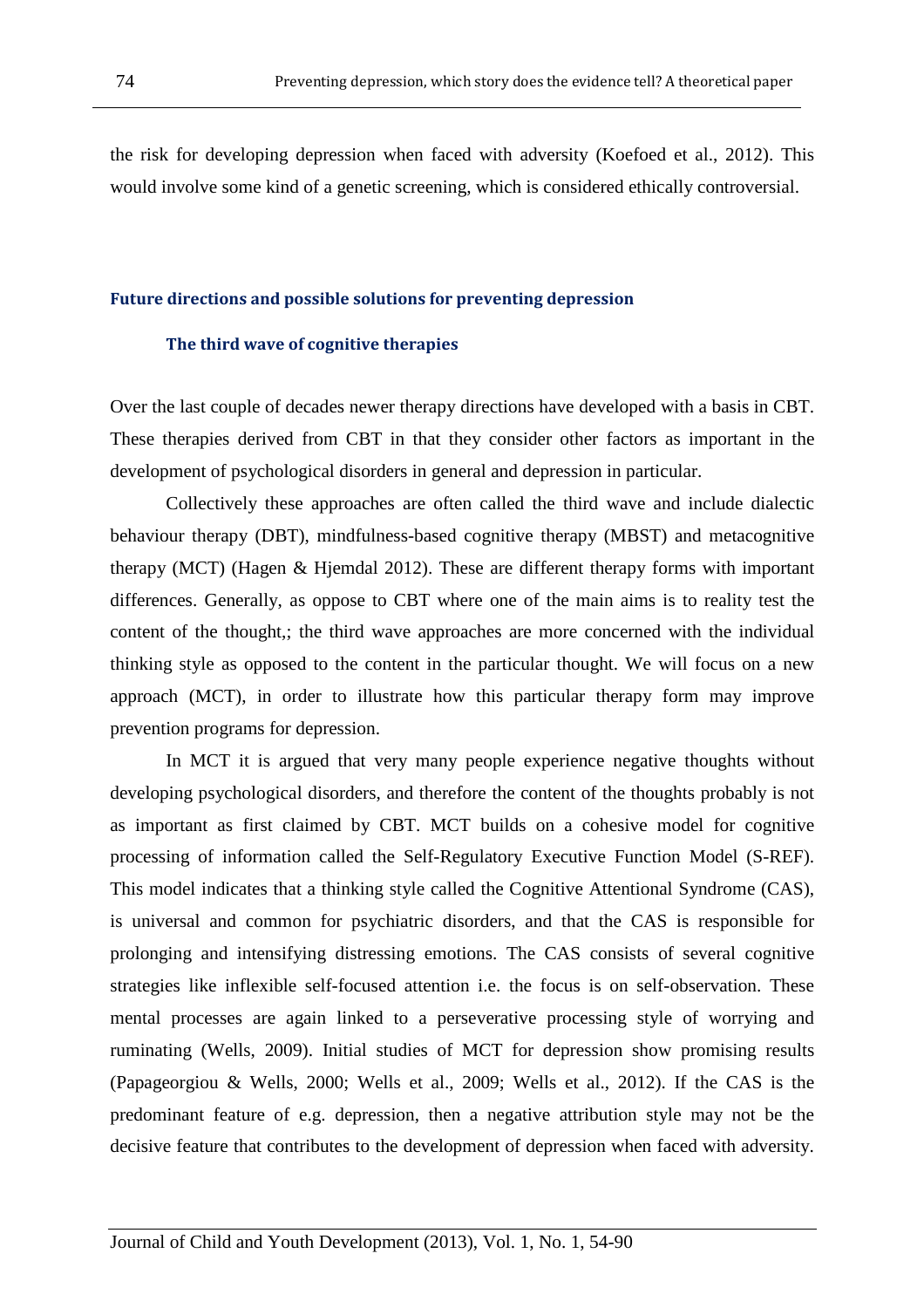the risk for developing depression when faced with adversity (Koefoed et al., 2012). This would involve some kind of a genetic screening, which is considered ethically controversial.

## Future directions and possible solutions for preventing depression

### The third wave of cognitive therapies

Over the last couple of decades newer therapy directions have developed with a basis in CBT. These therapies derived from CBT in that they consider other factors as important in the development of psychological disorders in general and depression in particular.

Collectively these approaches are often called the third wave and include dialectic behaviour therapy (DBT), mindfulness-based cognitive therapy (MBST) and metacognitive therapy (MCT) (Hagen & Hjemdal 2012). These are different therapy forms with important differences. Generally, as oppose to CBT where one of the main aims is to reality test the content of the thought,; the third wave approaches are more concerned with the individual thinking style as opposed to the content in the particular thought. We will focus on a new approach (MCT), in order to illustrate how this particular therapy form may improve prevention programs for depression.

In MCT it is argued that very many people experience negative thoughts without developing psychological disorders, and therefore the content of the thoughts probably is not as important as first claimed by CBT. MCT builds on a cohesive model for cognitive processing of information called the Self-Regulatory Executive Function Model (S-REF). This model indicates that a thinking style called the Cognitive Attentional Syndrome (CAS), is universal and common for psychiatric disorders, and that the CAS is responsible for prolonging and intensifying distressing emotions. The CAS consists of several cognitive strategies like inflexible self-focused attention i.e. the focus is on self-observation. These mental processes are again linked to a perseverative processing style of worrying and ruminating (Wells, 2009). Initial studies of MCT for depression show promising results (Papageorgiou & Wells, 2000; Wells et al., 2009; Wells et al., 2012). If the CAS is the predominant feature of e.g. depression, then a negative attribution style may not be the decisive feature that contributes to the development of depression when faced with adversity.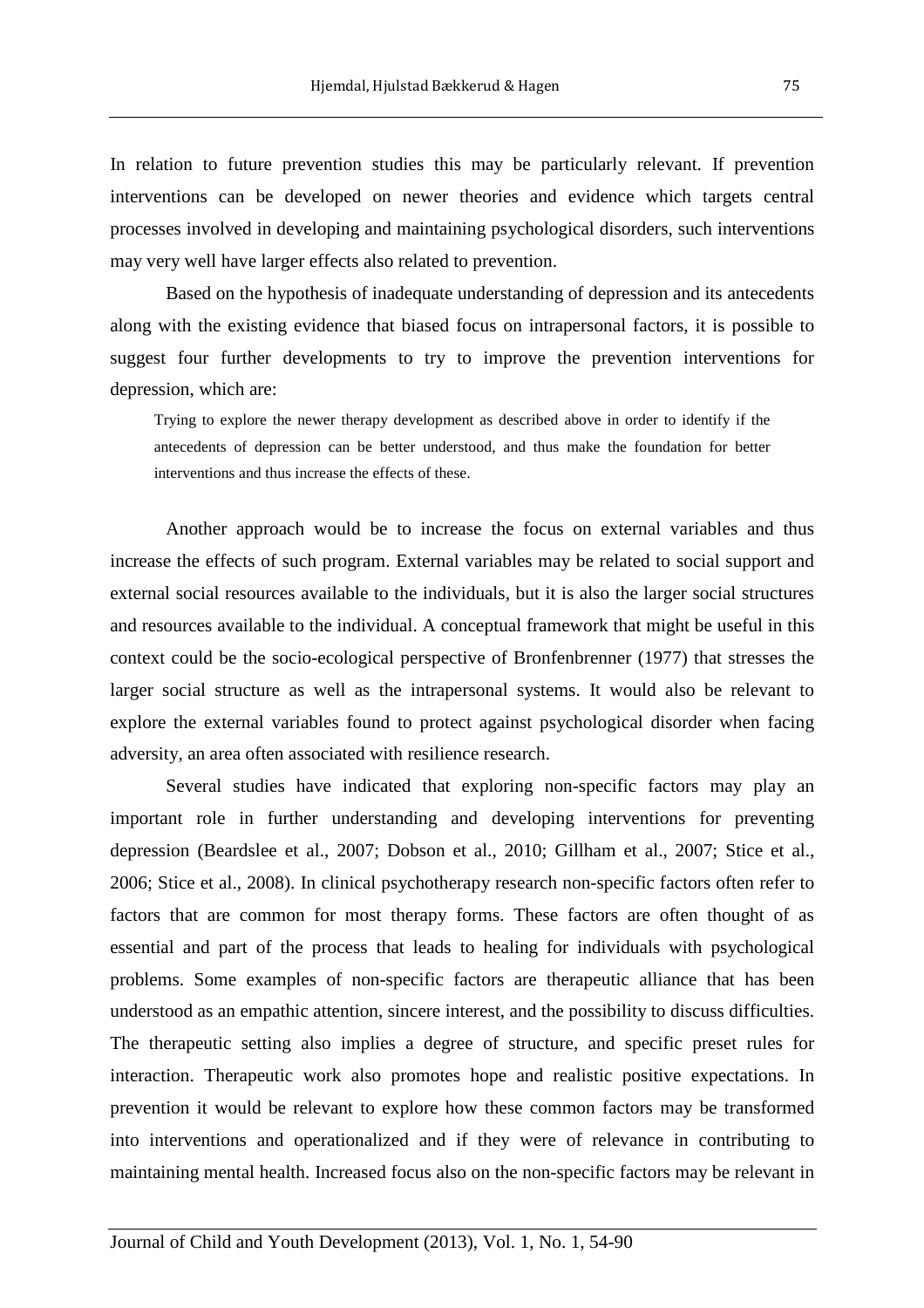In relation to future prevention studies this may be particularly relevant. If prevention interventions can be developed on newer theories and evidence which targets central processes involved in developing and maintaining psychological disorders, such interventions may very well have larger effects also related to prevention.

Based on the hypothesis of inadequate understanding of depression and its antecedents along with the existing evidence that biased focus on intrapersonal factors, it is possible to suggest four further developments to try to improve the prevention interventions for depression, which are:

> Trying to explore the newer therapy development as described above in order to identify if the antecedents of depression can be better understood, and thus make the foundation for better interventions and thus increase the effects of these.

Another approach would be to increase the focus on external variables and thus increase the effects of such program. External variables may be related to social support and external social resources available to the individuals, but it is also the larger social structures and resources available to the individual. A conceptual framework that might be useful in this context could be the socio-ecological perspective of Bronfenbrenner (1977) that stresses the larger social structure as well as the intrapersonal systems. It would also be relevant to explore the external variables found to protect against psychological disorder when facing adversity, an area often associated with resilience research.

Several studies have indicated that exploring non-specific factors may play an important role in further understanding and developing interventions for preventing depression (Beardslee et al., 2007; Dobson et al., 2010; Gillham et al., 2007; Stice et al., 2006; Stice et al., 2008). In clinical psychotherapy research non-specific factors often refer to factors that are common for most therapy forms. These factors are often thought of as essential and part of the process that leads to healing for individuals with psychological problems. Some examples of non-specific factors are therapeutic alliance that has been understood as an empathic attention, sincere interest, and the possibility to discuss difficulties. The therapeutic setting also implies a degree of structure, and specific preset rules for interaction. Therapeutic work also promotes hope and realistic positive expectations. In prevention it would be relevant to explore how these common factors may be transformed into interventions and operationalized and if they were of relevance in contributing to maintaining mental health. Increased focus also on the non-specific factors may be relevant in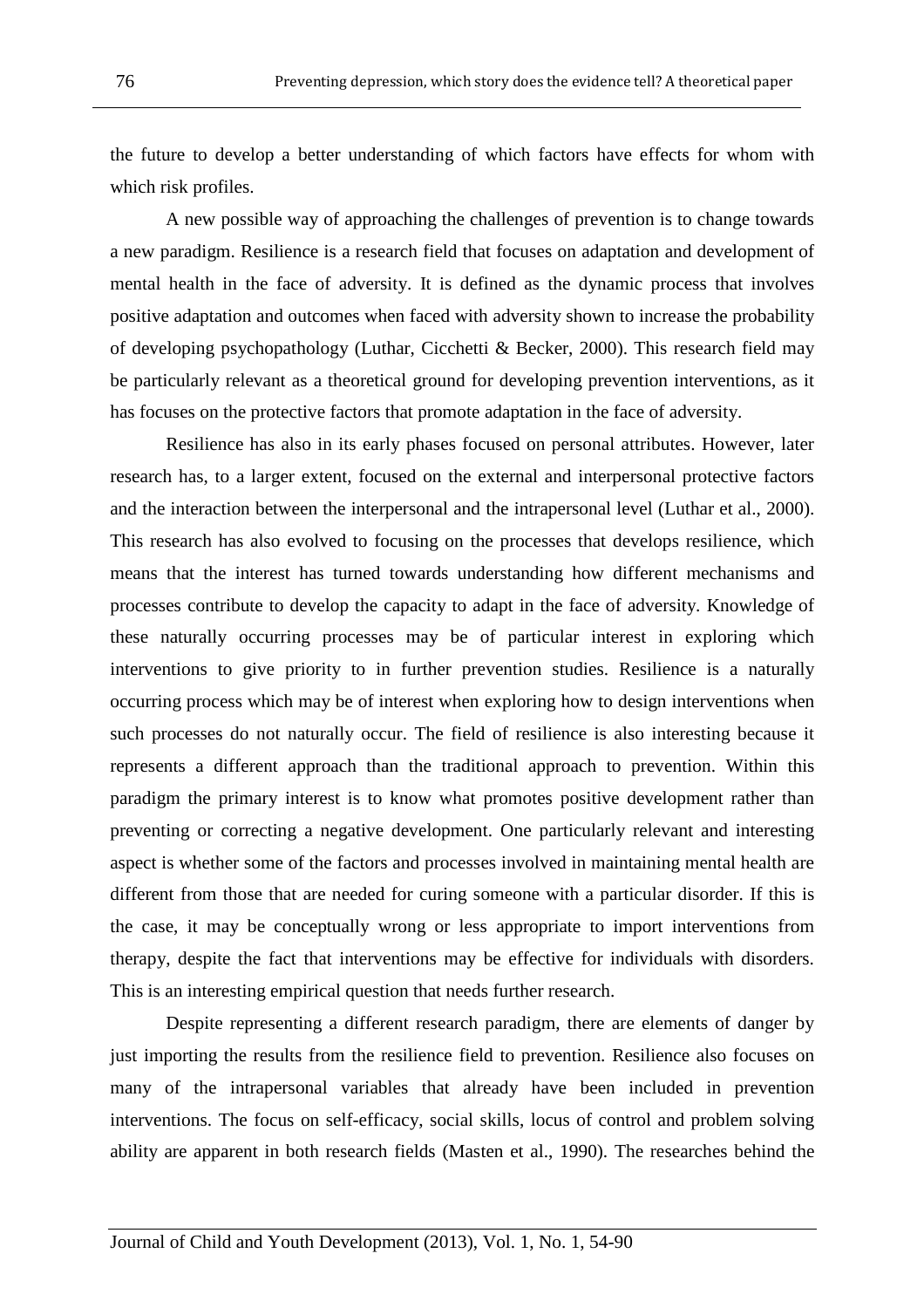the future to develop a better understanding of which factors have effects for whom with which risk profiles.

A new possible way of approaching the challenges of prevention is to change towards a new paradigm. Resilience is a research field that focuses on adaptation and development of mental health in the face of adversity. It is defined as the dynamic process that involves positive adaptation and outcomes when faced with adversity shown to increase the probability of developing psychopathology (Luthar, Cicchetti & Becker, 2000). This research field may be particularly relevant as a theoretical ground for developing prevention interventions, as it has focuses on the protective factors that promote adaptation in the face of adversity.

Resilience has also in its early phases focused on personal attributes. However, later research has, to a larger extent, focused on the external and interpersonal protective factors and the interaction between the interpersonal and the intrapersonal level (Luthar et al., 2000). This research has also evolved to focusing on the processes that develops resilience, which means that the interest has turned towards understanding how different mechanisms and processes contribute to develop the capacity to adapt in the face of adversity. Knowledge of these naturally occurring processes may be of particular interest in exploring which interventions to give priority to in further prevention studies. Resilience is a naturally occurring process which may be of interest when exploring how to design interventions when such processes do not naturally occur. The field of resilience is also interesting because it represents a different approach than the traditional approach to prevention. Within this paradigm the primary interest is to know what promotes positive development rather than preventing or correcting a negative development. One particularly relevant and interesting aspect is whether some of the factors and processes involved in maintaining mental health are different from those that are needed for curing someone with a particular disorder. If this is the case, it may be conceptually wrong or less appropriate to import interventions from therapy, despite the fact that interventions may be effective for individuals with disorders. This is an interesting empirical question that needs further research.

Despite representing a different research paradigm, there are elements of danger by just importing the results from the resilience field to prevention. Resilience also focuses on many of the intrapersonal variables that already have been included in prevention interventions. The focus on self-efficacy, social skills, locus of control and problem solving ability are apparent in both research fields (Masten et al., 1990). The researches behind the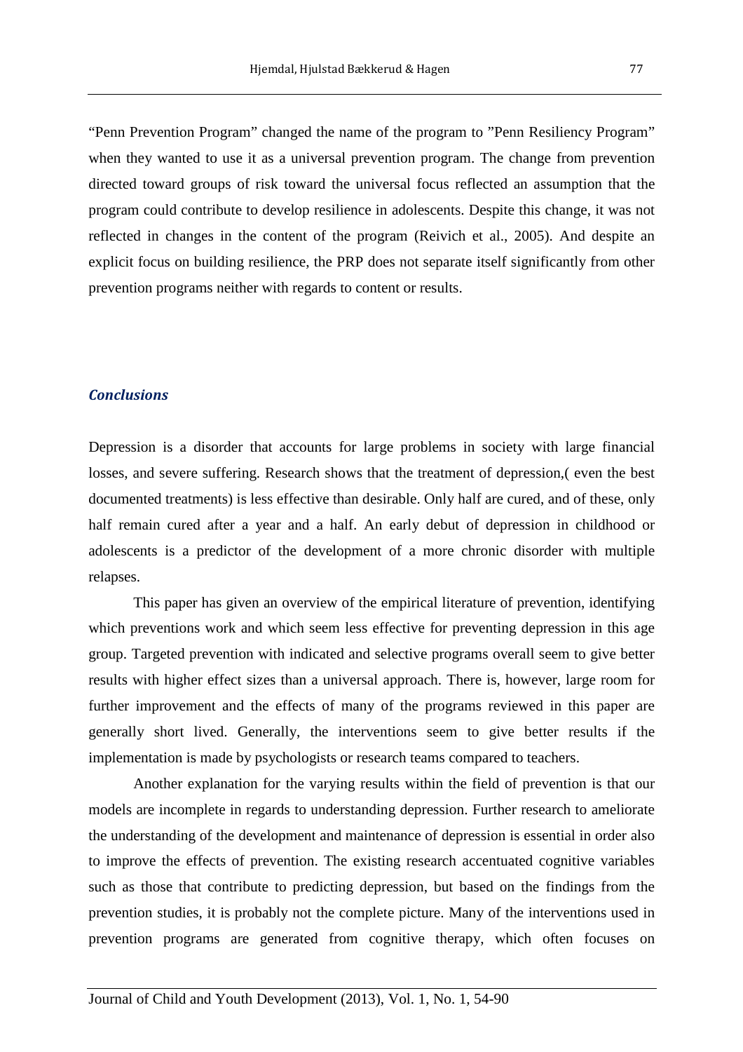"Penn Prevention Program" changed the name of the program to "Penn Resiliency Program" when they wanted to use it as a universal prevention program. The change from prevention directed toward groups of risk toward the universal focus reflected an assumption that the program could contribute to develop resilience in adolescents. Despite this change, it was not reflected in changes in the content of the program (Reivich et al., 2005). And despite an explicit focus on building resilience, the PRP does not separate itself significantly from other prevention programs neither with regards to content or results.

### *Conclusions*

Depression is a disorder that accounts for large problems in society with large financial losses, and severe suffering. Research shows that the treatment of depression,( even the best documented treatments) is less effective than desirable. Only half are cured, and of these, only half remain cured after a year and a half. An early debut of depression in childhood or adolescents is a predictor of the development of a more chronic disorder with multiple relapses.

This paper has given an overview of the empirical literature of prevention, identifying which preventions work and which seem less effective for preventing depression in this age group. Targeted prevention with indicated and selective programs overall seem to give better results with higher effect sizes than a universal approach. There is, however, large room for further improvement and the effects of many of the programs reviewed in this paper are generally short lived. Generally, the interventions seem to give better results if the implementation is made by psychologists or research teams compared to teachers.

Another explanation for the varying results within the field of prevention is that our models are incomplete in regards to understanding depression. Further research to ameliorate the understanding of the development and maintenance of depression is essential in order also to improve the effects of prevention. The existing research accentuated cognitive variables such as those that contribute to predicting depression, but based on the findings from the prevention studies, it is probably not the complete picture. Many of the interventions used in prevention programs are generated from cognitive therapy, which often focuses on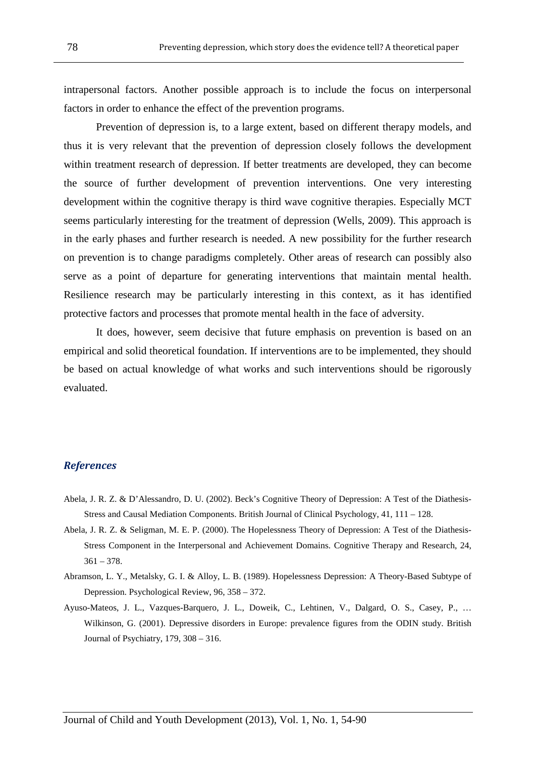intrapersonal factors. Another possible approach is to include the focus on interpersonal factors in order to enhance the effect of the prevention programs.

Prevention of depression is, to a large extent, based on different therapy models, and thus it is very relevant that the prevention of depression closely follows the development within treatment research of depression. If better treatments are developed, they can become the source of further development of prevention interventions. One very interesting development within the cognitive therapy is third wave cognitive therapies. Especially MCT seems particularly interesting for the treatment of depression (Wells, 2009). This approach is in the early phases and further research is needed. A new possibility for the further research on prevention is to change paradigms completely. Other areas of research can possibly also serve as a point of departure for generating interventions that maintain mental health. Resilience research may be particularly interesting in this context, as it has identified protective factors and processes that promote mental health in the face of adversity.

It does, however, seem decisive that future emphasis on prevention is based on an empirical and solid theoretical foundation. If interventions are to be implemented, they should be based on actual knowledge of what works and such interventions should be rigorously evaluated.

## *References*

Abela, J. R. Z. & D'Alessandro, D. U. (2002). Beck's Cognitive Theory of Depression: A Test of the Diathesis-Stress and Causal Mediation Components. British Journal of Clinical Psychology, 41, 111 – 128.

Abela, J. R. Z. & Seligman, M. E. P. (2000). The Hopelessness Theory of Depression: A Test of the Diathesis-Stress Component in the Interpersonal and Achievement Domains. Cognitive Therapy and Research, 24, 361 – 378.

Abramson, L. Y., Metalsky, G. I. & Alloy, L. B. (1989). Hopelessness Depression: A Theory-Based Subtype of Depression. Psychological Review, 96, 358 – 372.

Ayuso-Mateos, J. L., Vazques-Barquero, J. L., Doweik, C., Lehtinen, V., Dalgard, O. S., Casey, P., … Wilkinson, G. (2001). Depressive disorders in Europe: prevalence figures from the ODIN study. British Journal of Psychiatry, 179, 308 – 316.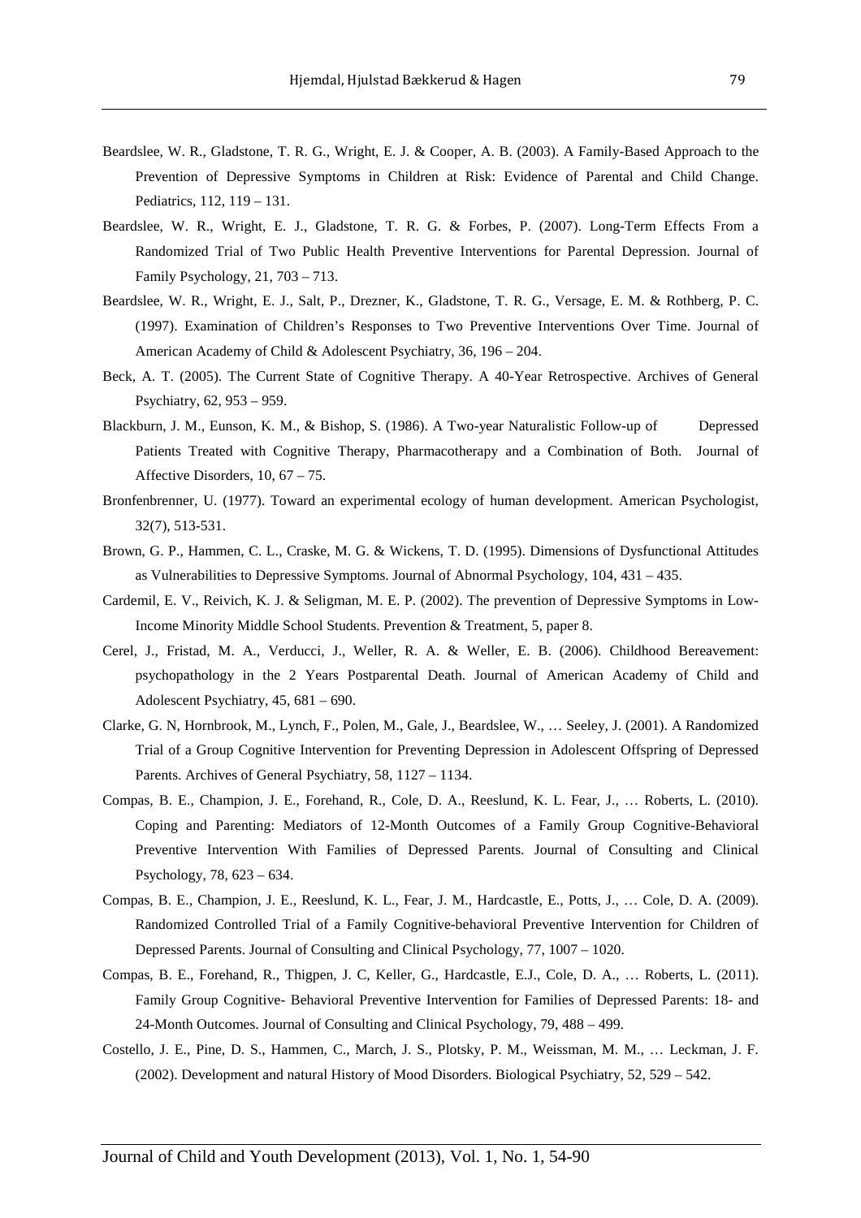Beardslee, W. R., Gladstone, T. R. G., Wright, E. J. & Cooper, A. B. (2003). A Family-Based Approach to the Prevention of Depressive Symptoms in Children at Risk: Evidence of Parental and Child Change. Pediatrics, 112, 119 – 131.

Beardslee, W. R., Wright, E. J., Gladstone, T. R. G. & Forbes, P. (2007). Long-Term Effects From a Randomized Trial of Two Public Health Preventive Interventions for Parental Depression. Journal of Family Psychology, 21, 703 – 713.

Beardslee, W. R., Wright, E. J., Salt, P., Drezner, K., Gladstone, T. R. G., Versage, E. M. & Rothberg, P. C. (1997). Examination of Children's Responses to Two Preventive Interventions Over Time. Journal of American Academy of Child & Adolescent Psychiatry, 36, 196 – 204.

Beck, A. T. (2005). The Current State of Cognitive Therapy. A 40-Year Retrospective. Archives of General Psychiatry, 62, 953 – 959.

Blackburn, J. M., Eunson, K. M., & Bishop, S. (1986). A Two-year Naturalistic Follow-up of Depressed Patients Treated with Cognitive Therapy, Pharmacotherapy and a Combination of Both. Journal of Affective Disorders, 10, 67 – 75.

Bronfenbrenner, U. (1977). Toward an experimental ecology of human development. American Psychologist, 32(7), 513-531.

Brown, G. P., Hammen, C. L., Craske, M. G. & Wickens, T. D. (1995). Dimensions of Dysfunctional Attitudes as Vulnerabilities to Depressive Symptoms. Journal of Abnormal Psychology, 104, 431 – 435.

Cardemil, E. V., Reivich, K. J. & Seligman, M. E. P. (2002). The prevention of Depressive Symptoms in Low-Income Minority Middle School Students. Prevention & Treatment, 5, paper 8.

Cerel, J., Fristad, M. A., Verducci, J., Weller, R. A. & Weller, E. B. (2006). Childhood Bereavement: psychopathology in the 2 Years Postparental Death. Journal of American Academy of Child and Adolescent Psychiatry, 45, 681 – 690.

Clarke, G. N, Hornbrook, M., Lynch, F., Polen, M., Gale, J., Beardslee, W., … Seeley, J. (2001). A Randomized Trial of a Group Cognitive Intervention for Preventing Depression in Adolescent Offspring of Depressed Parents. Archives of General Psychiatry, 58, 1127 – 1134.

Compas, B. E., Champion, J. E., Forehand, R., Cole, D. A., Reeslund, K. L. Fear, J., … Roberts, L. (2010). Coping and Parenting: Mediators of 12-Month Outcomes of a Family Group Cognitive-Behavioral Preventive Intervention With Families of Depressed Parents. Journal of Consulting and Clinical Psychology, 78, 623 – 634.

Compas, B. E., Champion, J. E., Reeslund, K. L., Fear, J. M., Hardcastle, E., Potts, J., … Cole, D. A. (2009). Randomized Controlled Trial of a Family Cognitive-behavioral Preventive Intervention for Children of Depressed Parents. Journal of Consulting and Clinical Psychology, 77, 1007 – 1020.

Compas, B. E., Forehand, R., Thigpen, J. C, Keller, G., Hardcastle, E.J., Cole, D. A., … Roberts, L. (2011). Family Group Cognitive- Behavioral Preventive Intervention for Families of Depressed Parents: 18- and 24-Month Outcomes. Journal of Consulting and Clinical Psychology, 79, 488 – 499.

Costello, J. E., Pine, D. S., Hammen, C., March, J. S., Plotsky, P. M., Weissman, M. M., … Leckman, J. F. (2002). Development and natural History of Mood Disorders. Biological Psychiatry, 52, 529 – 542.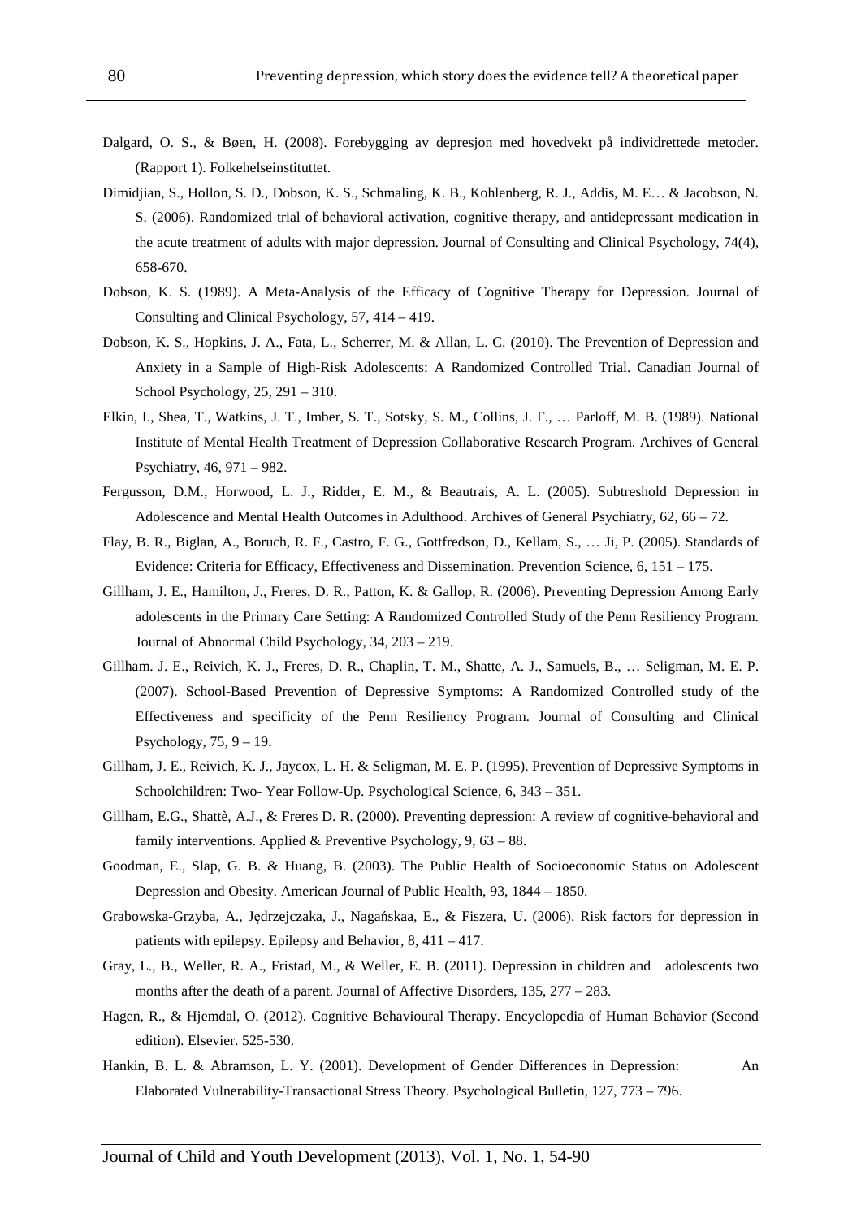Dalgard, O. S., & Bøen, H. (2008). Forebygging av depresjon med hovedvekt på individrettede metoder. (Rapport 1). Folkehelseinstituttet.

Dimidjian, S., Hollon, S. D., Dobson, K. S., Schmaling, K. B., Kohlenberg, R. J., Addis, M. E… & Jacobson, N. S. (2006). Randomized trial of behavioral activation, cognitive therapy, and antidepressant medication in the acute treatment of adults with major depression. Journal of Consulting and Clinical Psychology, 74(4), 658-670.

Dobson, K. S. (1989). A Meta-Analysis of the Efficacy of Cognitive Therapy for Depression. Journal of Consulting and Clinical Psychology, 57, 414 – 419.

Dobson, K. S., Hopkins, J. A., Fata, L., Scherrer, M. & Allan, L. C. (2010). The Prevention of Depression and Anxiety in a Sample of High-Risk Adolescents: A Randomized Controlled Trial. Canadian Journal of School Psychology, 25, 291 – 310.

Elkin, I., Shea, T., Watkins, J. T., Imber, S. T., Sotsky, S. M., Collins, J. F., … Parloff, M. B. (1989). National Institute of Mental Health Treatment of Depression Collaborative Research Program. Archives of General Psychiatry, 46, 971 – 982.

Fergusson, D.M., Horwood, L. J., Ridder, E. M., & Beautrais, A. L. (2005). Subtreshold Depression in Adolescence and Mental Health Outcomes in Adulthood. Archives of General Psychiatry, 62, 66 – 72.

Flay, B. R., Biglan, A., Boruch, R. F., Castro, F. G., Gottfredson, D., Kellam, S., … Ji, P. (2005). Standards of Evidence: Criteria for Efficacy, Effectiveness and Dissemination. Prevention Science, 6, 151 – 175.

Gillham, J. E., Hamilton, J., Freres, D. R., Patton, K. & Gallop, R. (2006). Preventing Depression Among Early adolescents in the Primary Care Setting: A Randomized Controlled Study of the Penn Resiliency Program. Journal of Abnormal Child Psychology, 34, 203 – 219.

Gillham. J. E., Reivich, K. J., Freres, D. R., Chaplin, T. M., Shatte, A. J., Samuels, B., … Seligman, M. E. P. (2007). School-Based Prevention of Depressive Symptoms: A Randomized Controlled study of the Effectiveness and specificity of the Penn Resiliency Program. Journal of Consulting and Clinical Psychology, 75, 9 – 19.

Gillham, J. E., Reivich, K. J., Jaycox, L. H. & Seligman, M. E. P. (1995). Prevention of Depressive Symptoms in Schoolchildren: Two- Year Follow-Up. Psychological Science, 6, 343 – 351.

Gillham, E.G., Shattè, A.J., & Freres D. R. (2000). Preventing depression: A review of cognitive-behavioral and family interventions. Applied & Preventive Psychology, 9, 63 – 88.

Goodman, E., Slap, G. B. & Huang, B. (2003). The Public Health of Socioeconomic Status on Adolescent Depression and Obesity. American Journal of Public Health, 93, 1844 – 1850.

Grabowska-Grzyba, A., Jędrzejczaka, J., Nagańskaa, E., & Fiszera, U. (2006). Risk factors for depression in patients with epilepsy. Epilepsy and Behavior, 8, 411 – 417.

Gray, L., B., Weller, R. A., Fristad, M., & Weller, E. B. (2011). Depression in children and adolescents two months after the death of a parent. Journal of Affective Disorders, 135, 277 – 283.

Hagen, R., & Hjemdal, O. (2012). Cognitive Behavioural Therapy. Encyclopedia of Human Behavior (Second edition). Elsevier. 525-530.

Hankin, B. L. & Abramson, L. Y. (2001). Development of Gender Differences in Depression: An Elaborated Vulnerability-Transactional Stress Theory. Psychological Bulletin, 127, 773 – 796.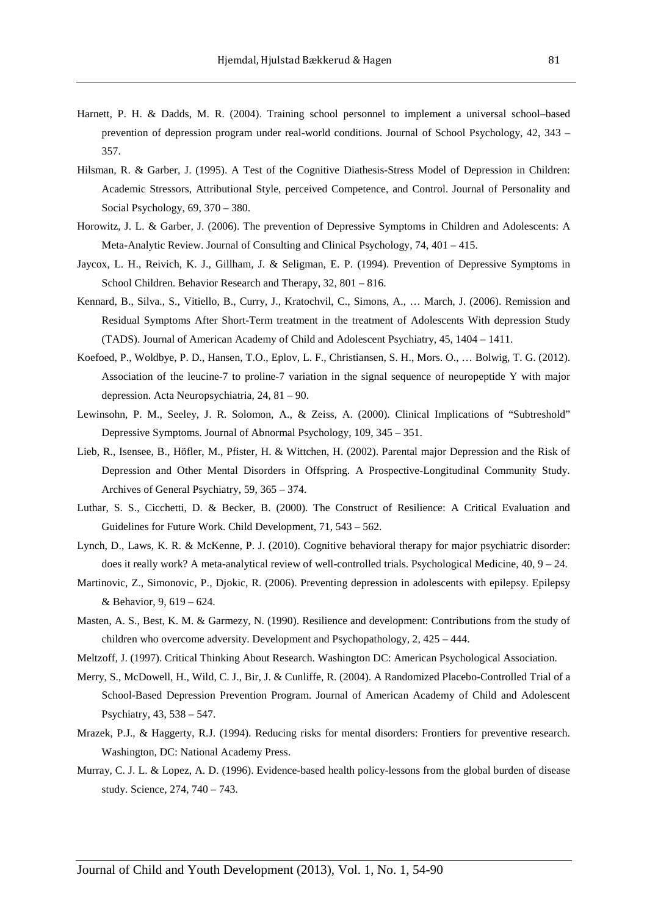Harnett, P. H. & Dadds, M. R. (2004). Training school personnel to implement a universal school–based prevention of depression program under real-world conditions. Journal of School Psychology, 42, 343 – 357.

Hilsman, R. & Garber, J. (1995). A Test of the Cognitive Diathesis-Stress Model of Depression in Children: Academic Stressors, Attributional Style, perceived Competence, and Control. Journal of Personality and Social Psychology, 69, 370 – 380.

Horowitz, J. L. & Garber, J. (2006). The prevention of Depressive Symptoms in Children and Adolescents: A Meta-Analytic Review. Journal of Consulting and Clinical Psychology, 74, 401 – 415.

Jaycox, L. H., Reivich, K. J., Gillham, J. & Seligman, E. P. (1994). Prevention of Depressive Symptoms in School Children. Behavior Research and Therapy, 32, 801 – 816.

Kennard, B., Silva., S., Vitiello, B., Curry, J., Kratochvil, C., Simons, A., … March, J. (2006). Remission and Residual Symptoms After Short-Term treatment in the treatment of Adolescents With depression Study (TADS). Journal of American Academy of Child and Adolescent Psychiatry, 45, 1404 – 1411.

Koefoed, P., Woldbye, P. D., Hansen, T.O., Eplov, L. F., Christiansen, S. H., Mors. O., … Bolwig, T. G. (2012). Association of the leucine-7 to proline-7 variation in the signal sequence of neuropeptide Y with major depression. Acta Neuropsychiatria, 24, 81 – 90.

Lewinsohn, P. M., Seeley, J. R. Solomon, A., & Zeiss, A. (2000). Clinical Implications of "Subtreshold" Depressive Symptoms. Journal of Abnormal Psychology, 109, 345 – 351.

Lieb, R., Isensee, B., Höfler, M., Pfister, H. & Wittchen, H. (2002). Parental major Depression and the Risk of Depression and Other Mental Disorders in Offspring. A Prospective-Longitudinal Community Study. Archives of General Psychiatry, 59, 365 – 374.

Luthar, S. S., Cicchetti, D. & Becker, B. (2000). The Construct of Resilience: A Critical Evaluation and Guidelines for Future Work. Child Development, 71, 543 – 562.

Lynch, D., Laws, K. R. & McKenne, P. J. (2010). Cognitive behavioral therapy for major psychiatric disorder: does it really work? A meta-analytical review of well-controlled trials. Psychological Medicine, 40, 9 – 24.

Martinovic, Z., Simonovic, P., Djokic, R. (2006). Preventing depression in adolescents with epilepsy. Epilepsy & Behavior, 9, 619 – 624.

Masten, A. S., Best, K. M. & Garmezy, N. (1990). Resilience and development: Contributions from the study of children who overcome adversity. Development and Psychopathology, 2, 425 – 444.

Meltzoff, J. (1997). Critical Thinking About Research. Washington DC: American Psychological Association.

Merry, S., McDowell, H., Wild, C. J., Bir, J. & Cunliffe, R. (2004). A Randomized Placebo-Controlled Trial of a School-Based Depression Prevention Program. Journal of American Academy of Child and Adolescent Psychiatry, 43, 538 – 547.

Mrazek, P.J., & Haggerty, R.J. (1994). Reducing risks for mental disorders: Frontiers for preventive research. Washington, DC: National Academy Press.

Murray, C. J. L. & Lopez, A. D. (1996). Evidence-based health policy-lessons from the global burden of disease study. Science, 274, 740 – 743.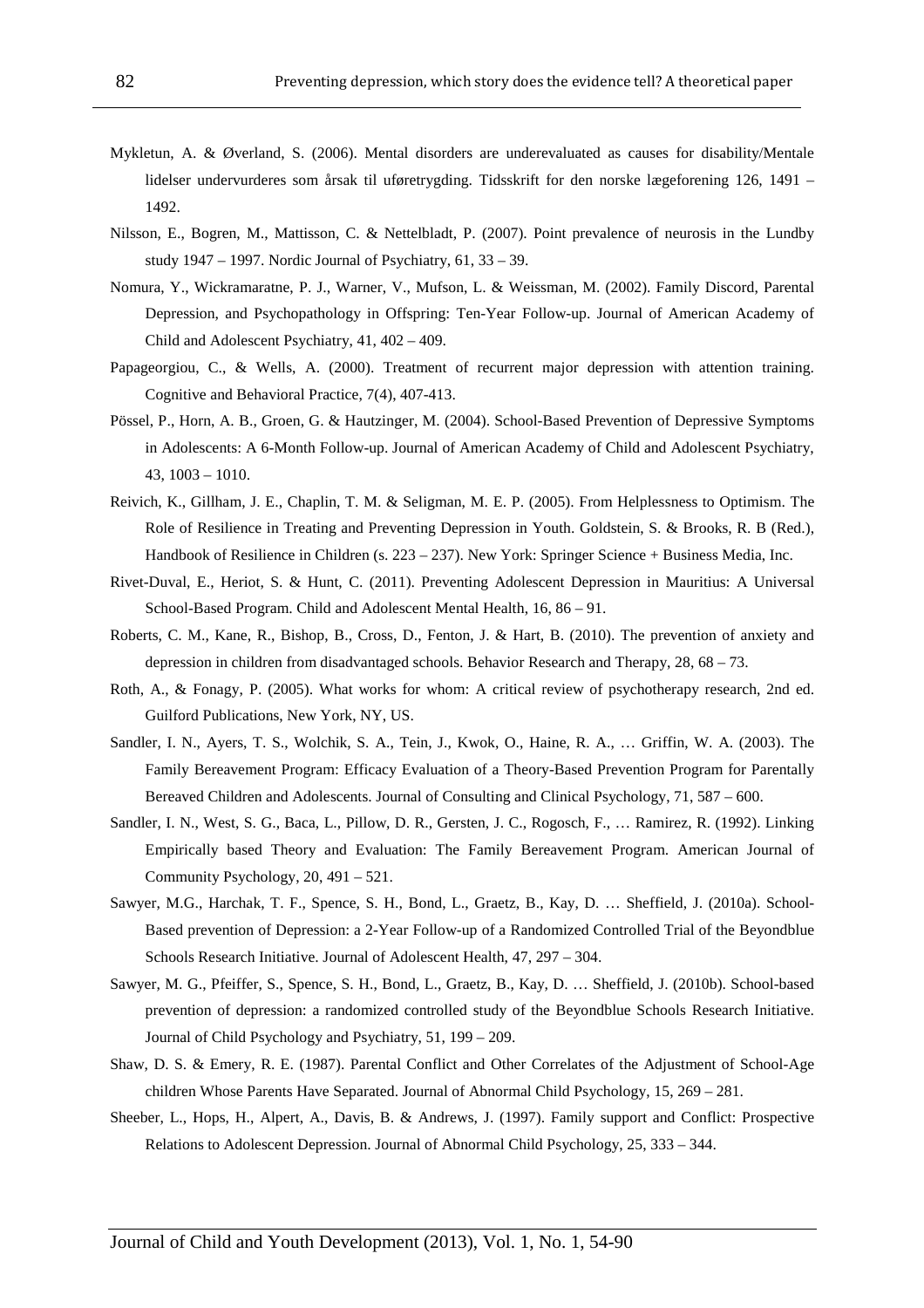Mykletun, A. & Øverland, S. (2006). Mental disorders are underevaluated as causes for disability/Mentale lidelser undervurderes som årsak til uføretrygding. Tidsskrift for den norske lægeforening 126, 1491 – 1492.

Nilsson, E., Bogren, M., Mattisson, C. & Nettelbladt, P. (2007). Point prevalence of neurosis in the Lundby study 1947 – 1997. Nordic Journal of Psychiatry, 61, 33 – 39.

Nomura, Y., Wickramaratne, P. J., Warner, V., Mufson, L. & Weissman, M. (2002). Family Discord, Parental Depression, and Psychopathology in Offspring: Ten-Year Follow-up. Journal of American Academy of Child and Adolescent Psychiatry, 41, 402 – 409.

Papageorgiou, C., & Wells, A. (2000). Treatment of recurrent major depression with attention training. Cognitive and Behavioral Practice, 7(4), 407-413.

Pössel, P., Horn, A. B., Groen, G. & Hautzinger, M. (2004). School-Based Prevention of Depressive Symptoms in Adolescents: A 6-Month Follow-up. Journal of American Academy of Child and Adolescent Psychiatry, 43, 1003 – 1010.

Reivich, K., Gillham, J. E., Chaplin, T. M. & Seligman, M. E. P. (2005). From Helplessness to Optimism. The Role of Resilience in Treating and Preventing Depression in Youth. Goldstein, S. & Brooks, R. B (Red.), Handbook of Resilience in Children (s. 223 – 237). New York: Springer Science + Business Media, Inc.

Rivet-Duval, E., Heriot, S. & Hunt, C. (2011). Preventing Adolescent Depression in Mauritius: A Universal School-Based Program. Child and Adolescent Mental Health, 16, 86 – 91.

Roberts, C. M., Kane, R., Bishop, B., Cross, D., Fenton, J. & Hart, B. (2010). The prevention of anxiety and depression in children from disadvantaged schools. Behavior Research and Therapy, 28, 68 – 73.

Roth, A., & Fonagy, P. (2005). What works for whom: A critical review of psychotherapy research, 2nd ed. Guilford Publications, New York, NY, US.

Sandler, I. N., Ayers, T. S., Wolchik, S. A., Tein, J., Kwok, O., Haine, R. A., … Griffin, W. A. (2003). The Family Bereavement Program: Efficacy Evaluation of a Theory-Based Prevention Program for Parentally Bereaved Children and Adolescents. Journal of Consulting and Clinical Psychology, 71, 587 – 600.

Sandler, I. N., West, S. G., Baca, L., Pillow, D. R., Gersten, J. C., Rogosch, F., … Ramirez, R. (1992). Linking Empirically based Theory and Evaluation: The Family Bereavement Program. American Journal of Community Psychology, 20, 491 – 521.

Sawyer, M.G., Harchak, T. F., Spence, S. H., Bond, L., Graetz, B., Kay, D. … Sheffield, J. (2010a). School-Based prevention of Depression: a 2-Year Follow-up of a Randomized Controlled Trial of the Beyondblue Schools Research Initiative. Journal of Adolescent Health, 47, 297 – 304.

Sawyer, M. G., Pfeiffer, S., Spence, S. H., Bond, L., Graetz, B., Kay, D. … Sheffield, J. (2010b). School-based prevention of depression: a randomized controlled study of the Beyondblue Schools Research Initiative. Journal of Child Psychology and Psychiatry, 51, 199 – 209.

Shaw, D. S. & Emery, R. E. (1987). Parental Conflict and Other Correlates of the Adjustment of School-Age children Whose Parents Have Separated. Journal of Abnormal Child Psychology, 15, 269 – 281.

Sheeber, L., Hops, H., Alpert, A., Davis, B. & Andrews, J. (1997). Family support and Conflict: Prospective Relations to Adolescent Depression. Journal of Abnormal Child Psychology, 25, 333 – 344.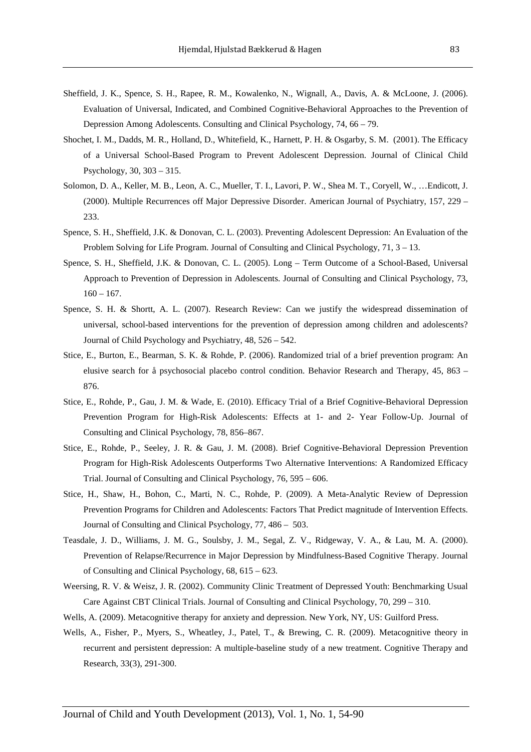Sheffield, J. K., Spence, S. H., Rapee, R. M., Kowalenko, N., Wignall, A., Davis, A. & McLoone, J. (2006). Evaluation of Universal, Indicated, and Combined Cognitive-Behavioral Approaches to the Prevention of Depression Among Adolescents. Consulting and Clinical Psychology, 74, 66 – 79.

Shochet, I. M., Dadds, M. R., Holland, D., Whitefield, K., Harnett, P. H. & Osgarby, S. M. (2001). The Efficacy of a Universal School-Based Program to Prevent Adolescent Depression. Journal of Clinical Child Psychology, 30, 303 – 315.

Solomon, D. A., Keller, M. B., Leon, A. C., Mueller, T. I., Lavori, P. W., Shea M. T., Coryell, W., …Endicott, J. (2000). Multiple Recurrences off Major Depressive Disorder. American Journal of Psychiatry, 157, 229 – 233.

Spence, S. H., Sheffield, J.K. & Donovan, C. L. (2003). Preventing Adolescent Depression: An Evaluation of the Problem Solving for Life Program. Journal of Consulting and Clinical Psychology, 71, 3 – 13.

Spence, S. H., Sheffield, J.K. & Donovan, C. L. (2005). Long – Term Outcome of a School-Based, Universal Approach to Prevention of Depression in Adolescents. Journal of Consulting and Clinical Psychology, 73, 160 – 167.

Spence, S. H. & Shortt, A. L. (2007). Research Review: Can we justify the widespread dissemination of universal, school-based interventions for the prevention of depression among children and adolescents? Journal of Child Psychology and Psychiatry, 48, 526 – 542.

Stice, E., Burton, E., Bearman, S. K. & Rohde, P. (2006). Randomized trial of a brief prevention program: An elusive search for å psychosocial placebo control condition. Behavior Research and Therapy, 45, 863 – 876.

Stice, E., Rohde, P., Gau, J. M. & Wade, E. (2010). Efficacy Trial of a Brief Cognitive-Behavioral Depression Prevention Program for High-Risk Adolescents: Effects at 1- and 2- Year Follow-Up. Journal of Consulting and Clinical Psychology, 78, 856–867.

Stice, E., Rohde, P., Seeley, J. R. & Gau, J. M. (2008). Brief Cognitive-Behavioral Depression Prevention Program for High-Risk Adolescents Outperforms Two Alternative Interventions: A Randomized Efficacy Trial. Journal of Consulting and Clinical Psychology, 76, 595 – 606.

Stice, H., Shaw, H., Bohon, C., Marti, N. C., Rohde, P. (2009). A Meta-Analytic Review of Depression Prevention Programs for Children and Adolescents: Factors That Predict magnitude of Intervention Effects. Journal of Consulting and Clinical Psychology, 77, 486 – 503.

Teasdale, J. D., Williams, J. M. G., Soulsby, J. M., Segal, Z. V., Ridgeway, V. A., & Lau, M. A. (2000). Prevention of Relapse/Recurrence in Major Depression by Mindfulness-Based Cognitive Therapy. Journal of Consulting and Clinical Psychology, 68, 615 – 623.

Weersing, R. V. & Weisz, J. R. (2002). Community Clinic Treatment of Depressed Youth: Benchmarking Usual Care Against CBT Clinical Trials. Journal of Consulting and Clinical Psychology, 70, 299 – 310.

Wells, A. (2009). Metacognitive therapy for anxiety and depression. New York, NY, US: Guilford Press.

Wells, A., Fisher, P., Myers, S., Wheatley, J., Patel, T., & Brewing, C. R. (2009). Metacognitive theory in recurrent and persistent depression: A multiple-baseline study of a new treatment. Cognitive Therapy and Research, 33(3), 291-300.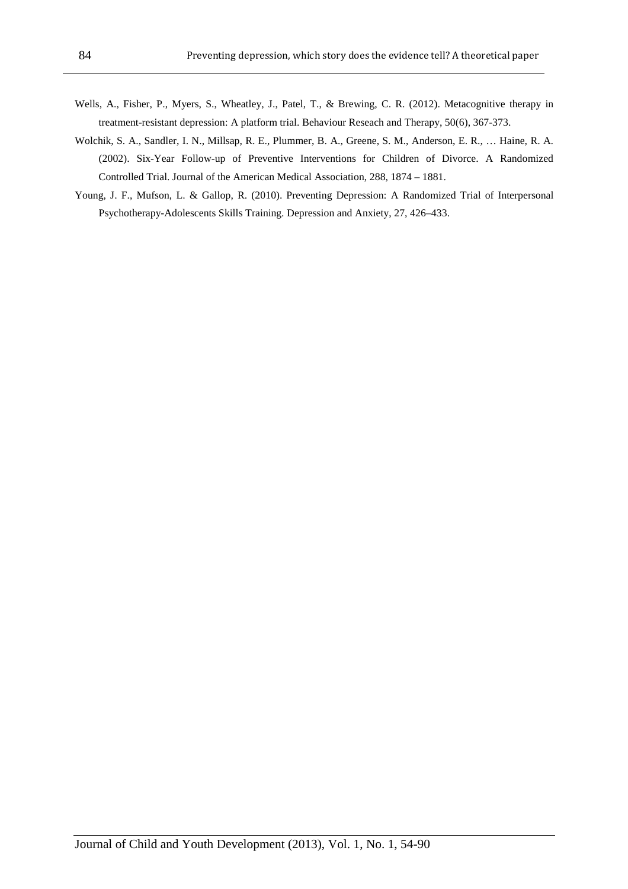Wells, A., Fisher, P., Myers, S., Wheatley, J., Patel, T., & Brewing, C. R. (2012). Metacognitive therapy in treatment-resistant depression: A platform trial. Behaviour Reseach and Therapy, 50(6), 367-373.

Wolchik, S. A., Sandler, I. N., Millsap, R. E., Plummer, B. A., Greene, S. M., Anderson, E. R., … Haine, R. A. (2002). Six-Year Follow-up of Preventive Interventions for Children of Divorce. A Randomized Controlled Trial. Journal of the American Medical Association, 288, 1874 – 1881.

Young, J. F., Mufson, L. & Gallop, R. (2010). Preventing Depression: A Randomized Trial of Interpersonal Psychotherapy-Adolescents Skills Training. Depression and Anxiety, 27, 426–433.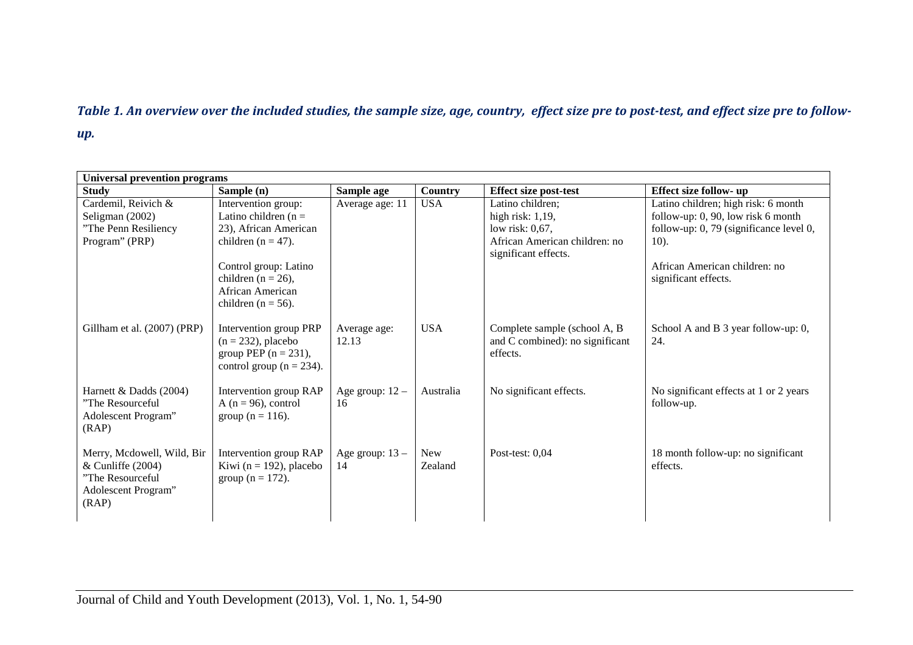***Table 1. An overview over the included studies, the sample size, age, country, effect size pre to post-test, and effect size pre to follow-up.***

| **Universal prevention programs** | | | | | |
|---|---|---|---|---|---|
| **Study** | **Sample (n)** | **Sample age** | **Country** | **Effect size post-test** | **Effect size follow- up** |
| Cardemil, Reivich & Seligman (2002) "The Penn Resiliency Program" (PRP) | Intervention group: Latino children (n = 23), African American children (n = 47). Control group: Latino children (n = 26), African American children (n = 56). | Average age: 11 | USA | Latino children; high risk: 1,19, low risk: 0,67, African American children: no significant effects. | Latino children; high risk: 6 month follow-up: 0, 90, low risk 6 month follow-up: 0, 79 (significance level 0, 10). African American children: no significant effects. |
| Gillham et al. (2007) (PRP) | Intervention group PRP (n = 232), placebo group PEP (n = 231), control group (n = 234). | Average age: 12.13 | USA | Complete sample (school A, B and C combined): no significant effects. | School A and B 3 year follow-up: 0, 24. |
| Harnett & Dadds (2004) "The Resourceful Adolescent Program" (RAP) | Intervention group RAP A (n = 96), control group (n = 116). | Age group: 12 – 16 | Australia | No significant effects. | No significant effects at 1 or 2 years follow-up. |
| Merry, Mcdowell, Wild, Bir & Cunliffe (2004) "The Resourceful Adolescent Program" (RAP) | Intervention group RAP Kiwi (n = 192), placebo group (n = 172). | Age group: 13 – 14 | New Zealand | Post-test: 0,04 | 18 month follow-up: no significant effects. |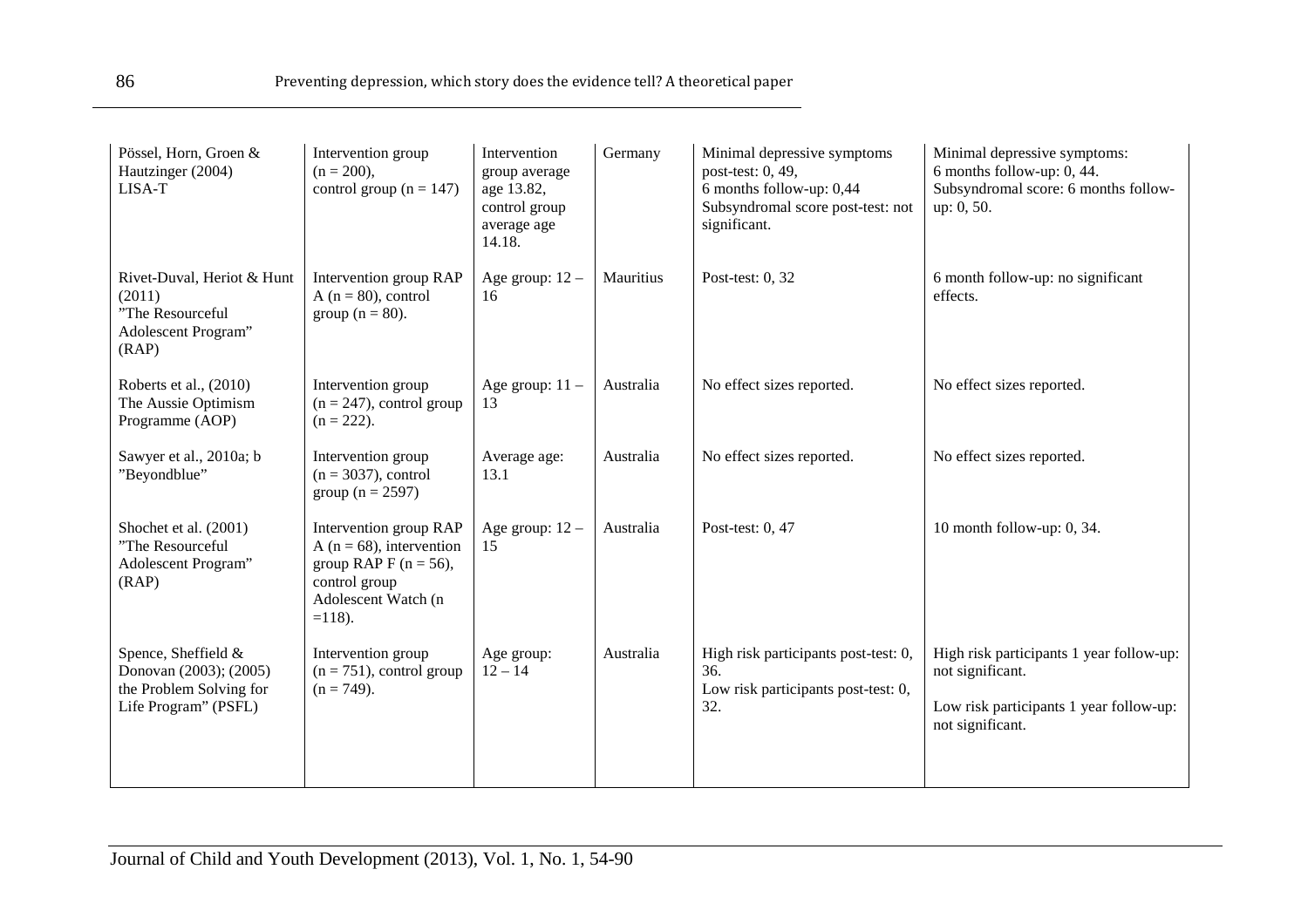| Pössel, Horn, Groen & Hautzinger (2004) LISA-T | Intervention group (n = 200), control group (n = 147) | Intervention group average age 13.82, control group average age 14.18. | Germany | Minimal depressive symptoms post-test: 0, 49, 6 months follow-up: 0,44 Subsyndromal score post-test: not significant. | Minimal depressive symptoms: 6 months follow-up: 0, 44. Subsyndromal score: 6 months follow-up: 0, 50. |
|---|---|---|---|---|---|
| Rivet-Duval, Heriot & Hunt (2011) "The Resourceful Adolescent Program" (RAP) | Intervention group RAP A (n = 80), control group (n = 80). | Age group: 12 – 16 | Mauritius | Post-test: 0, 32 | 6 month follow-up: no significant effects. |
| Roberts et al., (2010) The Aussie Optimism Programme (AOP) | Intervention group (n = 247), control group (n = 222). | Age group: 11 – 13 | Australia | No effect sizes reported. | No effect sizes reported. |
| Sawyer et al., 2010a; b "Beyondblue" | Intervention group (n = 3037), control group (n = 2597) | Average age: 13.1 | Australia | No effect sizes reported. | No effect sizes reported. |
| Shochet et al. (2001) "The Resourceful Adolescent Program" (RAP) | Intervention group RAP A (n = 68), intervention group RAP F (n = 56), control group Adolescent Watch (n =118). | Age group: 12 – 15 | Australia | Post-test: 0, 47 | 10 month follow-up: 0, 34. |
| Spence, Sheffield & Donovan (2003); (2005) the Problem Solving for Life Program" (PSFL) | Intervention group (n = 751), control group (n = 749). | Age group: 12 – 14 | Australia | High risk participants post-test: 0, 36. Low risk participants post-test: 0, 32. | High risk participants 1 year follow-up: not significant. Low risk participants 1 year follow-up: not significant. |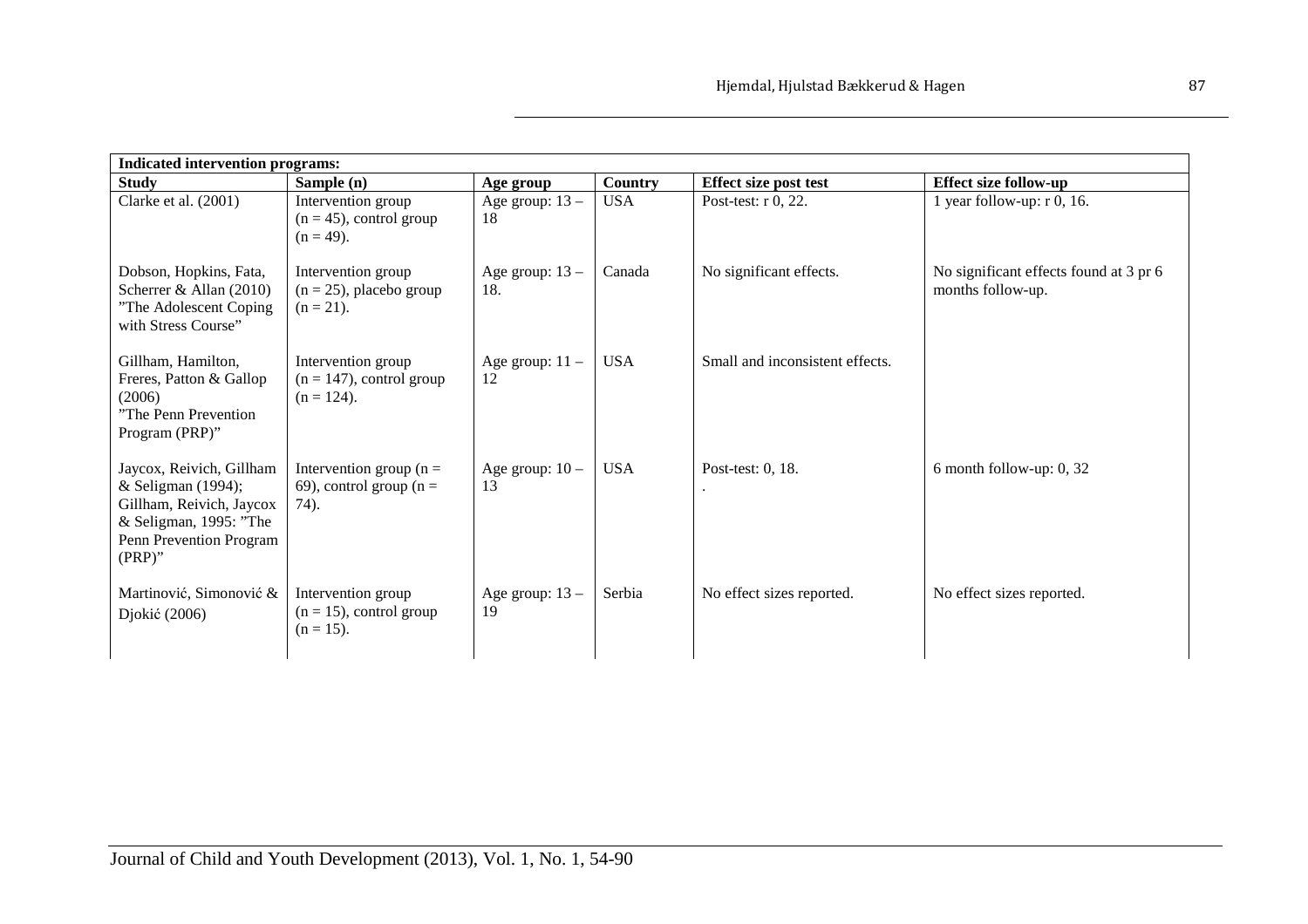| **Indicated intervention programs:** | | | | | |
|---|---|---|---|---|---|
| **Study** | **Sample (n)** | **Age group** | **Country** | **Effect size post test** | **Effect size follow-up** |
| Clarke et al. (2001) | Intervention group (n = 45), control group (n = 49). | Age group: 13 – 18 | USA | Post-test: r 0, 22. | 1 year follow-up: r 0, 16. |
| Dobson, Hopkins, Fata, Scherrer & Allan (2010) "The Adolescent Coping with Stress Course" | Intervention group (n = 25), placebo group (n = 21). | Age group: 13 – 18. | Canada | No significant effects. | No significant effects found at 3 pr 6 months follow-up. |
| Gillham, Hamilton, Freres, Patton & Gallop (2006) "The Penn Prevention Program (PRP)" | Intervention group (n = 147), control group (n = 124). | Age group: 11 – 12 | USA | Small and inconsistent effects. | |
| Jaycox, Reivich, Gillham & Seligman (1994); Gillham, Reivich, Jaycox & Seligman, 1995: "The Penn Prevention Program (PRP)" | Intervention group (n = 69), control group (n = 74). | Age group: 10 – 13 | USA | Post-test: 0, 18. . | 6 month follow-up: 0, 32 |
| Martinović, Simonović & Djokić (2006) | Intervention group (n = 15), control group (n = 15). | Age group: 13 – 19 | Serbia | No effect sizes reported. | No effect sizes reported. |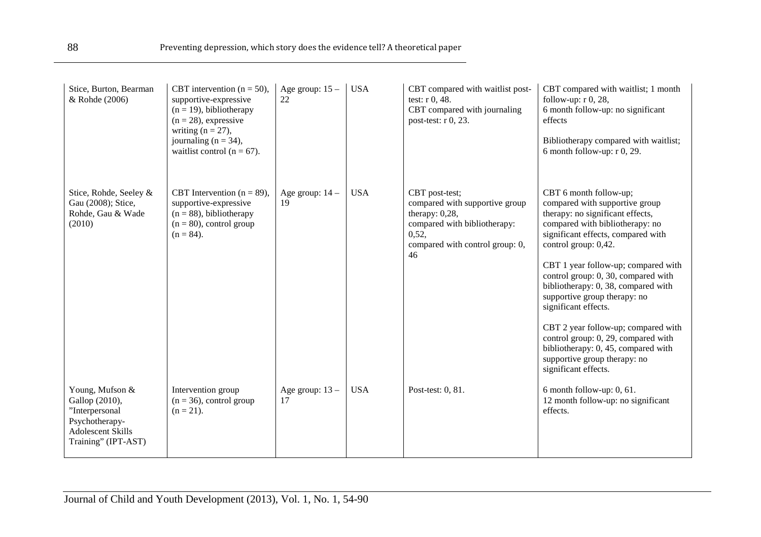| | | | | | |
|---|---|---|---|---|---|
| Stice, Burton, Bearman & Rohde (2006) | CBT intervention (n = 50), supportive-expressive (n = 19), bibliotherapy (n = 28), expressive writing (n = 27), journaling (n = 34), waitlist control (n = 67). | Age group: 15 – 22 | USA | CBT compared with waitlist post-test: r 0, 48.<br>CBT compared with journaling post-test: r 0, 23. | CBT compared with waitlist; 1 month follow-up: r 0, 28,<br>6 month follow-up: no significant effects<br><br>Bibliotherapy compared with waitlist; 6 month follow-up: r 0, 29. |
| Stice, Rohde, Seeley & Gau (2008); Stice, Rohde, Gau & Wade (2010) | CBT Intervention (n = 89), supportive-expressive (n = 88), bibliotherapy (n = 80), control group (n = 84). | Age group: 14 – 19 | USA | CBT post-test;<br>compared with supportive group therapy: 0,28,<br>compared with bibliotherapy: 0,52,<br>compared with control group: 0, 46 | CBT 6 month follow-up;<br>compared with supportive group therapy: no significant effects,<br>compared with bibliotherapy: no significant effects, compared with control group: 0,42.<br><br>CBT 1 year follow-up; compared with control group: 0, 30, compared with bibliotherapy: 0, 38, compared with supportive group therapy: no significant effects.<br><br>CBT 2 year follow-up; compared with control group: 0, 29, compared with bibliotherapy: 0, 45, compared with supportive group therapy: no significant effects. |
| Young, Mufson & Gallop (2010), "Interpersonal Psychotherapy-Adolescent Skills Training" (IPT-AST) | Intervention group (n = 36), control group (n = 21). | Age group: 13 – 17 | USA | Post-test: 0, 81. | 6 month follow-up: 0, 61.<br>12 month follow-up: no significant effects. |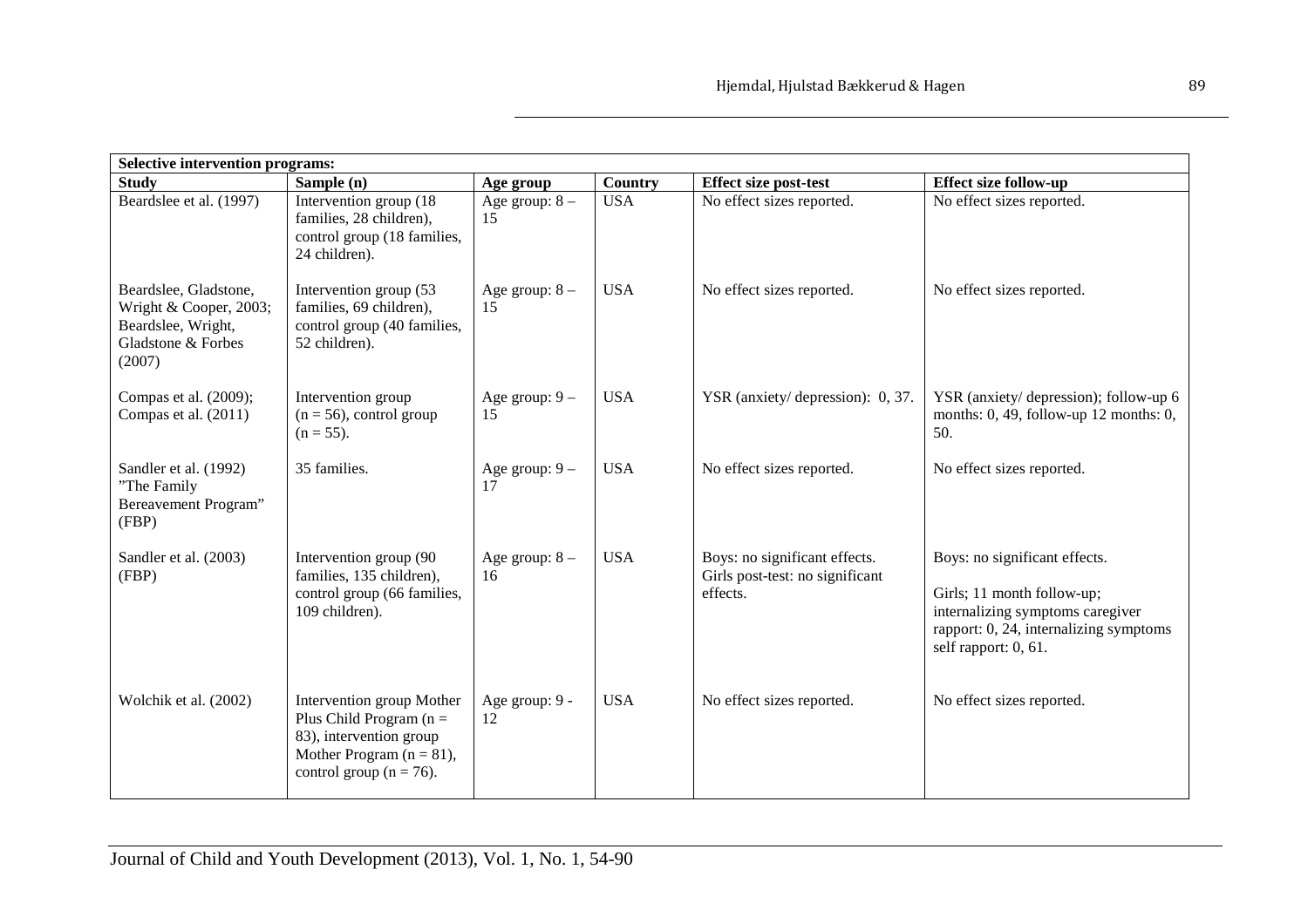| Selective intervention programs: | | | | | |
|---|---|---|---|---|---|
| **Study** | **Sample (n)** | **Age group** | **Country** | **Effect size post-test** | **Effect size follow-up** |
| Beardslee et al. (1997) | Intervention group (18 families, 28 children), control group (18 families, 24 children). | Age group: 8 – 15 | USA | No effect sizes reported. | No effect sizes reported. |
| Beardslee, Gladstone, Wright & Cooper, 2003; Beardslee, Wright, Gladstone & Forbes (2007) | Intervention group (53 families, 69 children), control group (40 families, 52 children). | Age group: 8 – 15 | USA | No effect sizes reported. | No effect sizes reported. |
| Compas et al. (2009); Compas et al. (2011) | Intervention group (n = 56), control group (n = 55). | Age group: 9 – 15 | USA | YSR (anxiety/ depression): 0, 37. | YSR (anxiety/ depression); follow-up 6 months: 0, 49, follow-up 12 months: 0, 50. |
| Sandler et al. (1992) "The Family Bereavement Program" (FBP) | 35 families. | Age group: 9 – 17 | USA | No effect sizes reported. | No effect sizes reported. |
| Sandler et al. (2003) (FBP) | Intervention group (90 families, 135 children), control group (66 families, 109 children). | Age group: 8 – 16 | USA | Boys: no significant effects. Girls post-test: no significant effects. | Boys: no significant effects. Girls; 11 month follow-up; internalizing symptoms caregiver rapport: 0, 24, internalizing symptoms self rapport: 0, 61. |
| Wolchik et al. (2002) | Intervention group Mother Plus Child Program (n = 83), intervention group Mother Program (n = 81), control group (n = 76). | Age group: 9 - 12 | USA | No effect sizes reported. | No effect sizes reported. |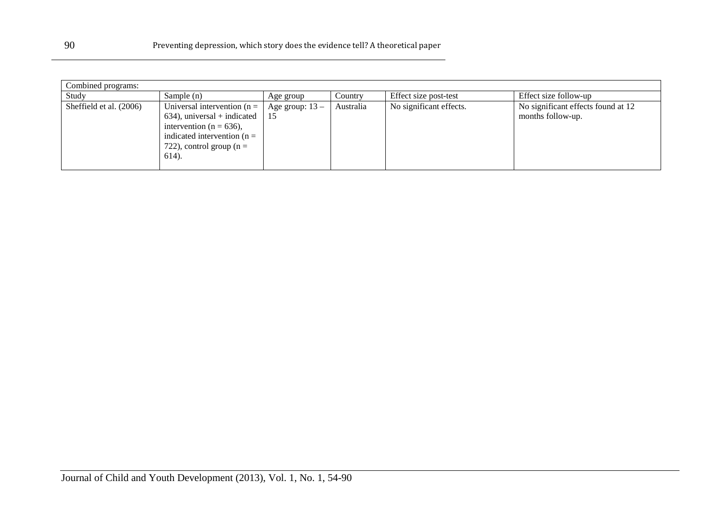| Combined programs: | | | | | |
|---|---|---|---|---|---|
| Study | Sample (n) | Age group | Country | Effect size post-test | Effect size follow-up |
| Sheffield et al. (2006) | Universal intervention (n = 634), universal + indicated intervention (n = 636), indicated intervention (n = 722), control group (n = 614). | Age group: 13 – 15 | Australia | No significant effects. | No significant effects found at 12 months follow-up. |